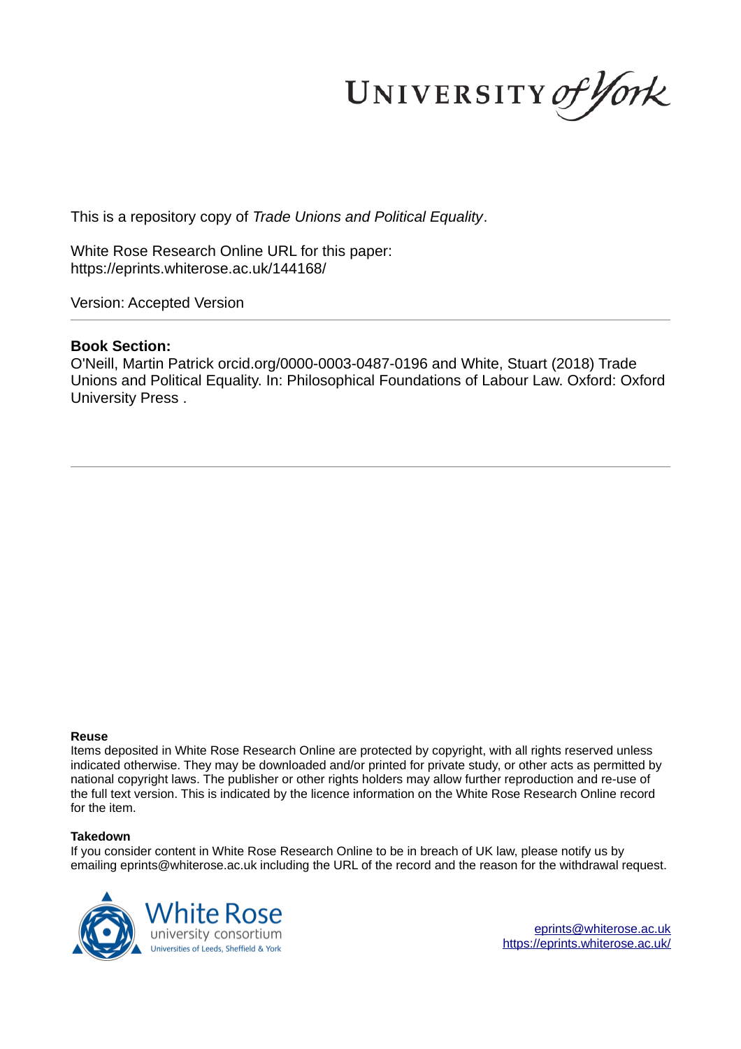UNIVERSITY of York

This is a repository copy of *Trade Unions and Political Equality*.

White Rose Research Online URL for this paper:
https://eprints.whiterose.ac.uk/144168/

Version: Accepted Version

---

**Book Section:**

O'Neill, Martin Patrick orcid.org/0000-0003-0487-0196 and White, Stuart (2018) Trade Unions and Political Equality. In: Philosophical Foundations of Labour Law. Oxford: Oxford University Press .

---

**Reuse**

Items deposited in White Rose Research Online are protected by copyright, with all rights reserved unless indicated otherwise. They may be downloaded and/or printed for private study, or other acts as permitted by national copyright laws. The publisher or other rights holders may allow further reproduction and re-use of the full text version. This is indicated by the licence information on the White Rose Research Online record for the item.

**Takedown**

If you consider content in White Rose Research Online to be in breach of UK law, please notify us by emailing eprints@whiterose.ac.uk including the URL of the record and the reason for the withdrawal request.

White Rose university consortium
Universities of Leeds, Sheffield & York

eprints@whiterose.ac.uk
https://eprints.whiterose.ac.uk/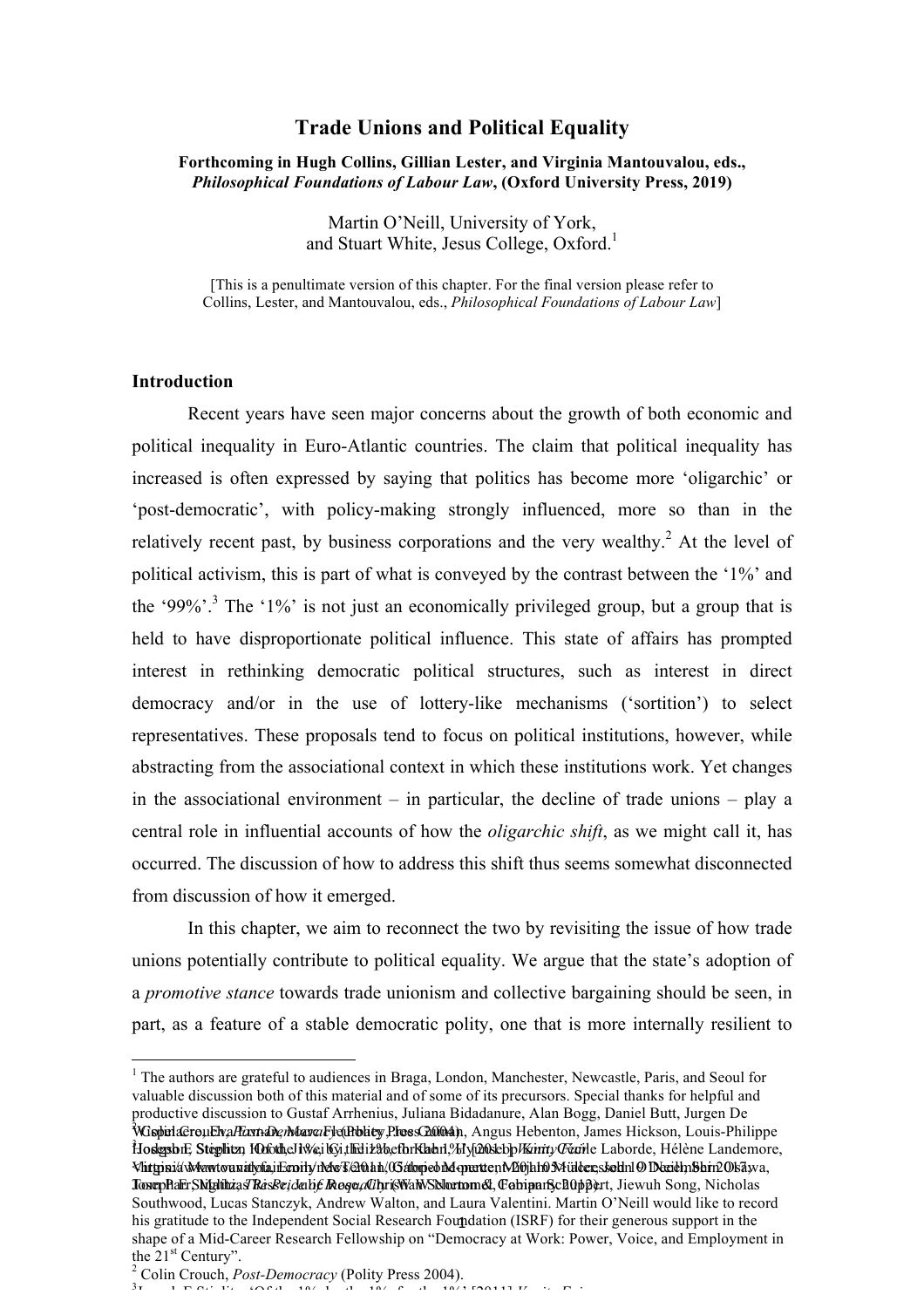# Trade Unions and Political Equality

**Forthcoming in Hugh Collins, Gillian Lester, and Virginia Mantouvalou, eds., *Philosophical Foundations of Labour Law*, (Oxford University Press, 2019)**

Martin O'Neill, University of York,
and Stuart White, Jesus College, Oxford.[1]

[This is a penultimate version of this chapter. For the final version please refer to Collins, Lester, and Mantouvalou, eds., *Philosophical Foundations of Labour Law*]

## Introduction

Recent years have seen major concerns about the growth of both economic and political inequality in Euro-Atlantic countries. The claim that political inequality has increased is often expressed by saying that politics has become more 'oligarchic' or 'post-democratic', with policy-making strongly influenced, more so than in the relatively recent past, by business corporations and the very wealthy.[2] At the level of political activism, this is part of what is conveyed by the contrast between the '1%' and the '99%'.[3] The '1%' is not just an economically privileged group, but a group that is held to have disproportionate political influence. This state of affairs has prompted interest in rethinking democratic political structures, such as interest in direct democracy and/or in the use of lottery-like mechanisms ('sortition') to select representatives. These proposals tend to focus on political institutions, however, while abstracting from the associational context in which these institutions work. Yet changes in the associational environment – in particular, the decline of trade unions – play a central role in influential accounts of how the *oligarchic shift*, as we might call it, has occurred. The discussion of how to address this shift thus seems somewhat disconnected from discussion of how it emerged.

In this chapter, we aim to reconnect the two by revisiting the issue of how trade unions potentially contribute to political equality. We argue that the state's adoption of a *promotive stance* towards trade unionism and collective bargaining should be seen, in part, as a feature of a stable democratic polity, one that is more internally resilient to

---

[1] The authors are grateful to audiences in Braga, London, Manchester, Newcastle, Paris, and Seoul for valuable discussion both of this material and of some of its precursors. Special thanks for helpful and productive discussion to Gustaf Arrhenius, Juliana Bidadanure, Alan Bogg, Daniel Butt, Jurgen De Wispelaere, Elvire Evrard, Marc Fleurbaey, Ross Gittell, Angus Hebenton, James Hickson, Louis-Philippe Hodgson, Stephen Holt, Jiwei Ci, Elizabeth Kahn, Myisha Cherry, Cécile Laborde, Hélène Landemore, Virginia Mantouvalou, Emily McTernan, Gabriel Mesquita, Jan-Werner Müller, Serena Olsaretti, Joseph Ruel, Mathias Risse, Julie Rose, Christian Schemmel, Tom Scanlon, ... Jiewuh Song, Nicholas Southwood, Lucas Stanczyk, Andrew Walton, and Laura Valentini. Martin O'Neill would like to record his gratitude to the Independent Social Research Foundation (ISRF) for their generous support in the shape of a Mid-Career Research Fellowship on "Democracy at Work: Power, Voice, and Employment in the 21st Century".

[2] Colin Crouch, *Post-Democracy* (Polity Press 2004).

[3] Joseph E Stiglitz, 'Of the 1%, by the 1%, for the 1%' [2011] *Vanity Fair*.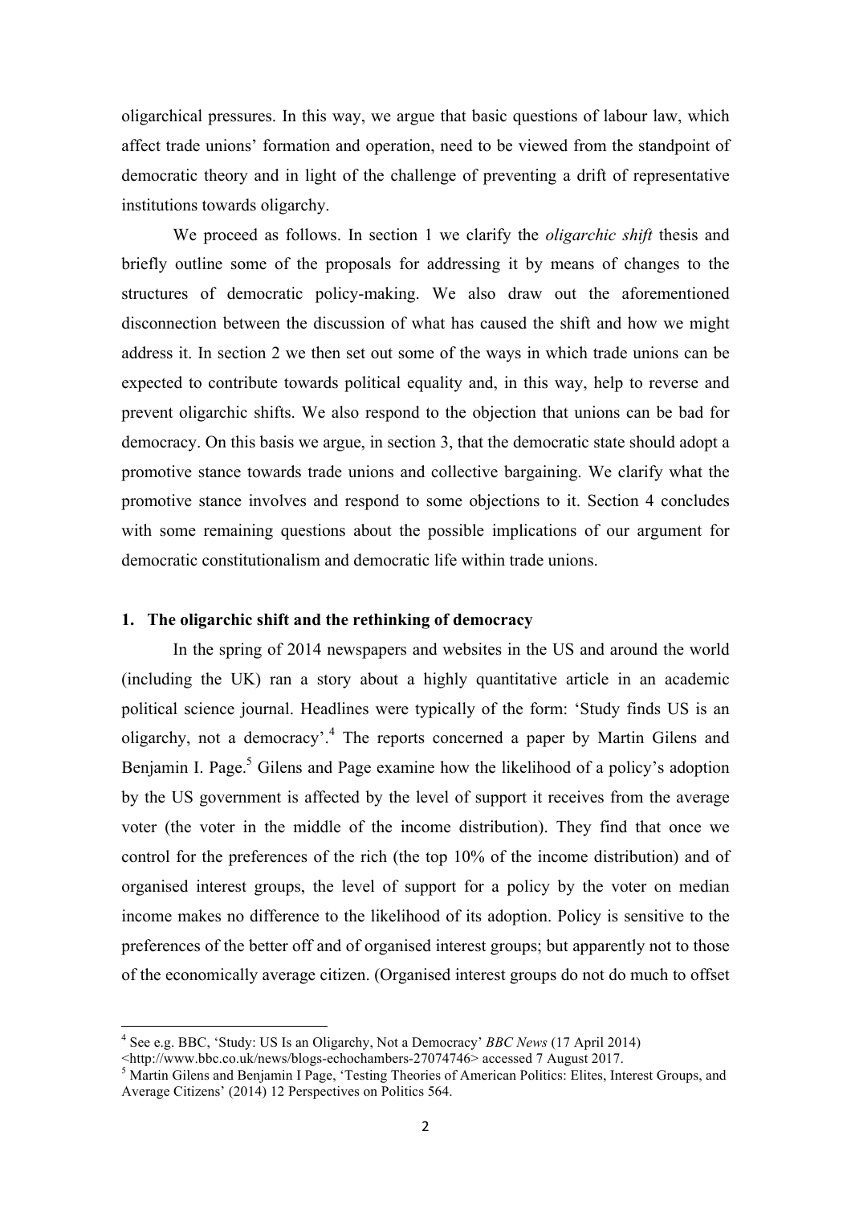oligarchical pressures. In this way, we argue that basic questions of labour law, which affect trade unions' formation and operation, need to be viewed from the standpoint of democratic theory and in light of the challenge of preventing a drift of representative institutions towards oligarchy.

We proceed as follows. In section 1 we clarify the *oligarchic shift* thesis and briefly outline some of the proposals for addressing it by means of changes to the structures of democratic policy-making. We also draw out the aforementioned disconnection between the discussion of what has caused the shift and how we might address it. In section 2 we then set out some of the ways in which trade unions can be expected to contribute towards political equality and, in this way, help to reverse and prevent oligarchic shifts. We also respond to the objection that unions can be bad for democracy. On this basis we argue, in section 3, that the democratic state should adopt a promotive stance towards trade unions and collective bargaining. We clarify what the promotive stance involves and respond to some objections to it. Section 4 concludes with some remaining questions about the possible implications of our argument for democratic constitutionalism and democratic life within trade unions.

## 1. The oligarchic shift and the rethinking of democracy

In the spring of 2014 newspapers and websites in the US and around the world (including the UK) ran a story about a highly quantitative article in an academic political science journal. Headlines were typically of the form: 'Study finds US is an oligarchy, not a democracy'.[4] The reports concerned a paper by Martin Gilens and Benjamin I. Page.[5] Gilens and Page examine how the likelihood of a policy's adoption by the US government is affected by the level of support it receives from the average voter (the voter in the middle of the income distribution). They find that once we control for the preferences of the rich (the top 10% of the income distribution) and of organised interest groups, the level of support for a policy by the voter on median income makes no difference to the likelihood of its adoption. Policy is sensitive to the preferences of the better off and of organised interest groups; but apparently not to those of the economically average citizen. (Organised interest groups do not do much to offset

[4] See e.g. BBC, 'Study: US Is an Oligarchy, Not a Democracy' *BBC News* (17 April 2014) <http://www.bbc.co.uk/news/blogs-echochambers-27074746> accessed 7 August 2017.

[5] Martin Gilens and Benjamin I Page, 'Testing Theories of American Politics: Elites, Interest Groups, and Average Citizens' (2014) 12 Perspectives on Politics 564.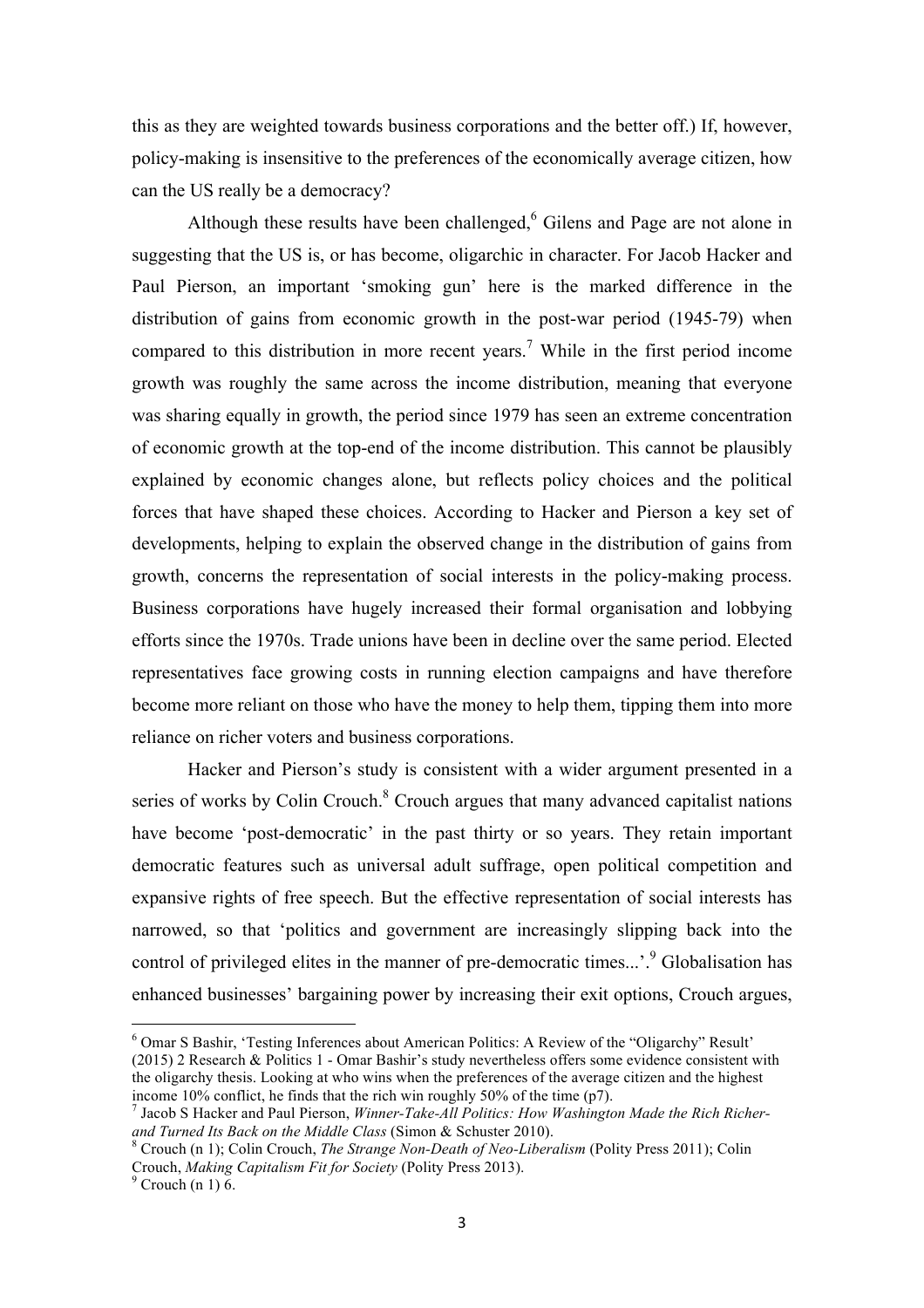this as they are weighted towards business corporations and the better off.) If, however, policy-making is insensitive to the preferences of the economically average citizen, how can the US really be a democracy?

Although these results have been challenged,[6] Gilens and Page are not alone in suggesting that the US is, or has become, oligarchic in character. For Jacob Hacker and Paul Pierson, an important 'smoking gun' here is the marked difference in the distribution of gains from economic growth in the post-war period (1945-79) when compared to this distribution in more recent years.[7] While in the first period income growth was roughly the same across the income distribution, meaning that everyone was sharing equally in growth, the period since 1979 has seen an extreme concentration of economic growth at the top-end of the income distribution. This cannot be plausibly explained by economic changes alone, but reflects policy choices and the political forces that have shaped these choices. According to Hacker and Pierson a key set of developments, helping to explain the observed change in the distribution of gains from growth, concerns the representation of social interests in the policy-making process. Business corporations have hugely increased their formal organisation and lobbying efforts since the 1970s. Trade unions have been in decline over the same period. Elected representatives face growing costs in running election campaigns and have therefore become more reliant on those who have the money to help them, tipping them into more reliance on richer voters and business corporations.

Hacker and Pierson's study is consistent with a wider argument presented in a series of works by Colin Crouch.[8] Crouch argues that many advanced capitalist nations have become 'post-democratic' in the past thirty or so years. They retain important democratic features such as universal adult suffrage, open political competition and expansive rights of free speech. But the effective representation of social interests has narrowed, so that 'politics and government are increasingly slipping back into the control of privileged elites in the manner of pre-democratic times...'.[9] Globalisation has enhanced businesses' bargaining power by increasing their exit options, Crouch argues,

---

[6] Omar S Bashir, 'Testing Inferences about American Politics: A Review of the "Oligarchy" Result' (2015) 2 Research & Politics 1 - Omar Bashir's study nevertheless offers some evidence consistent with the oligarchy thesis. Looking at who wins when the preferences of the average citizen and the highest income 10% conflict, he finds that the rich win roughly 50% of the time (p7).

[7] Jacob S Hacker and Paul Pierson, *Winner-Take-All Politics: How Washington Made the Rich Richer-and Turned Its Back on the Middle Class* (Simon & Schuster 2010).

[8] Crouch (n 1); Colin Crouch, *The Strange Non-Death of Neo-Liberalism* (Polity Press 2011); Colin Crouch, *Making Capitalism Fit for Society* (Polity Press 2013).

[9] Crouch (n 1) 6.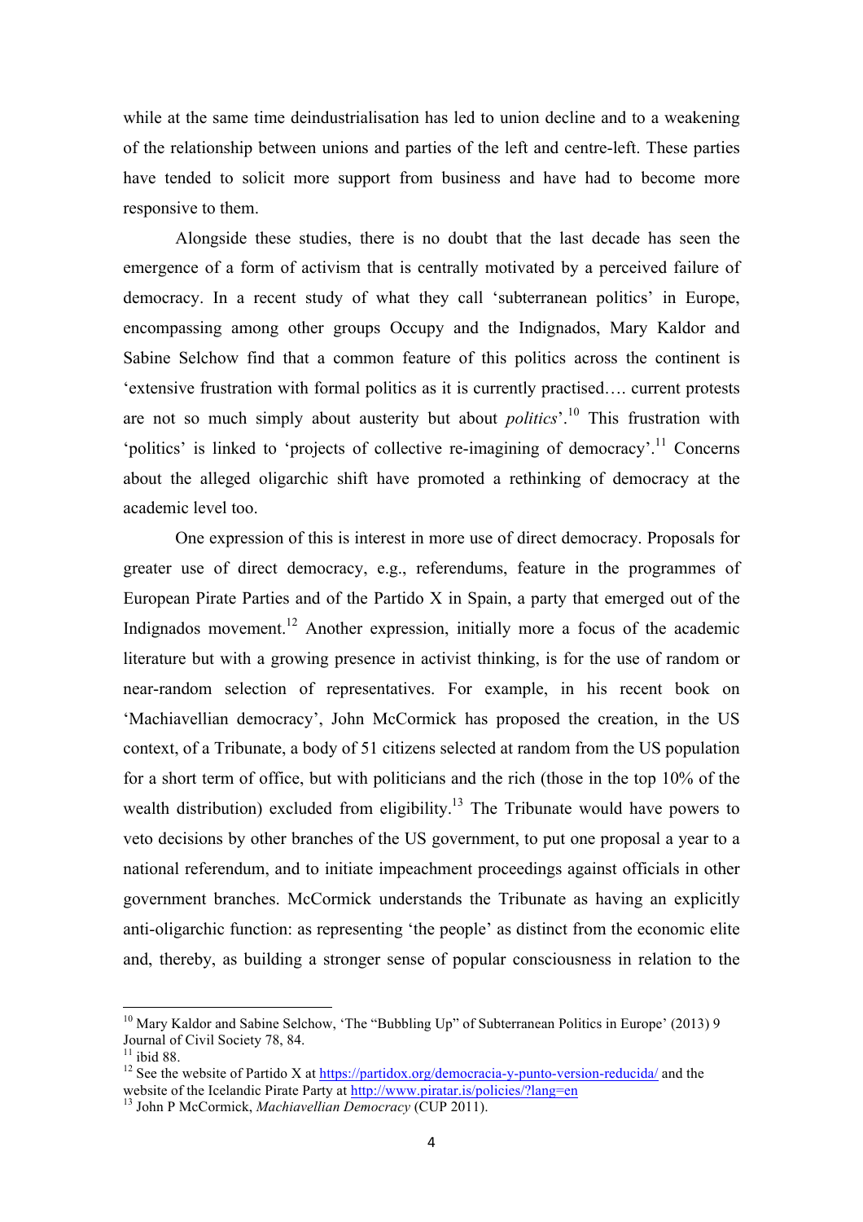while at the same time deindustrialisation has led to union decline and to a weakening of the relationship between unions and parties of the left and centre-left. These parties have tended to solicit more support from business and have had to become more responsive to them.

Alongside these studies, there is no doubt that the last decade has seen the emergence of a form of activism that is centrally motivated by a perceived failure of democracy. In a recent study of what they call 'subterranean politics' in Europe, encompassing among other groups Occupy and the Indignados, Mary Kaldor and Sabine Selchow find that a common feature of this politics across the continent is 'extensive frustration with formal politics as it is currently practised…. current protests are not so much simply about austerity but about *politics*'.[10] This frustration with 'politics' is linked to 'projects of collective re-imagining of democracy'.[11] Concerns about the alleged oligarchic shift have promoted a rethinking of democracy at the academic level too.

One expression of this is interest in more use of direct democracy. Proposals for greater use of direct democracy, e.g., referendums, feature in the programmes of European Pirate Parties and of the Partido X in Spain, a party that emerged out of the Indignados movement.[12] Another expression, initially more a focus of the academic literature but with a growing presence in activist thinking, is for the use of random or near-random selection of representatives. For example, in his recent book on 'Machiavellian democracy', John McCormick has proposed the creation, in the US context, of a Tribunate, a body of 51 citizens selected at random from the US population for a short term of office, but with politicians and the rich (those in the top 10% of the wealth distribution) excluded from eligibility.[13] The Tribunate would have powers to veto decisions by other branches of the US government, to put one proposal a year to a national referendum, and to initiate impeachment proceedings against officials in other government branches. McCormick understands the Tribunate as having an explicitly anti-oligarchic function: as representing 'the people' as distinct from the economic elite and, thereby, as building a stronger sense of popular consciousness in relation to the

---

[10] Mary Kaldor and Sabine Selchow, 'The "Bubbling Up" of Subterranean Politics in Europe' (2013) 9 Journal of Civil Society 78, 84.

[11] ibid 88.

[12] See the website of Partido X at https://partidox.org/democracia-y-punto-version-reducida/ and the website of the Icelandic Pirate Party at http://www.piratar.is/policies/?lang=en

[13] John P McCormick, *Machiavellian Democracy* (CUP 2011).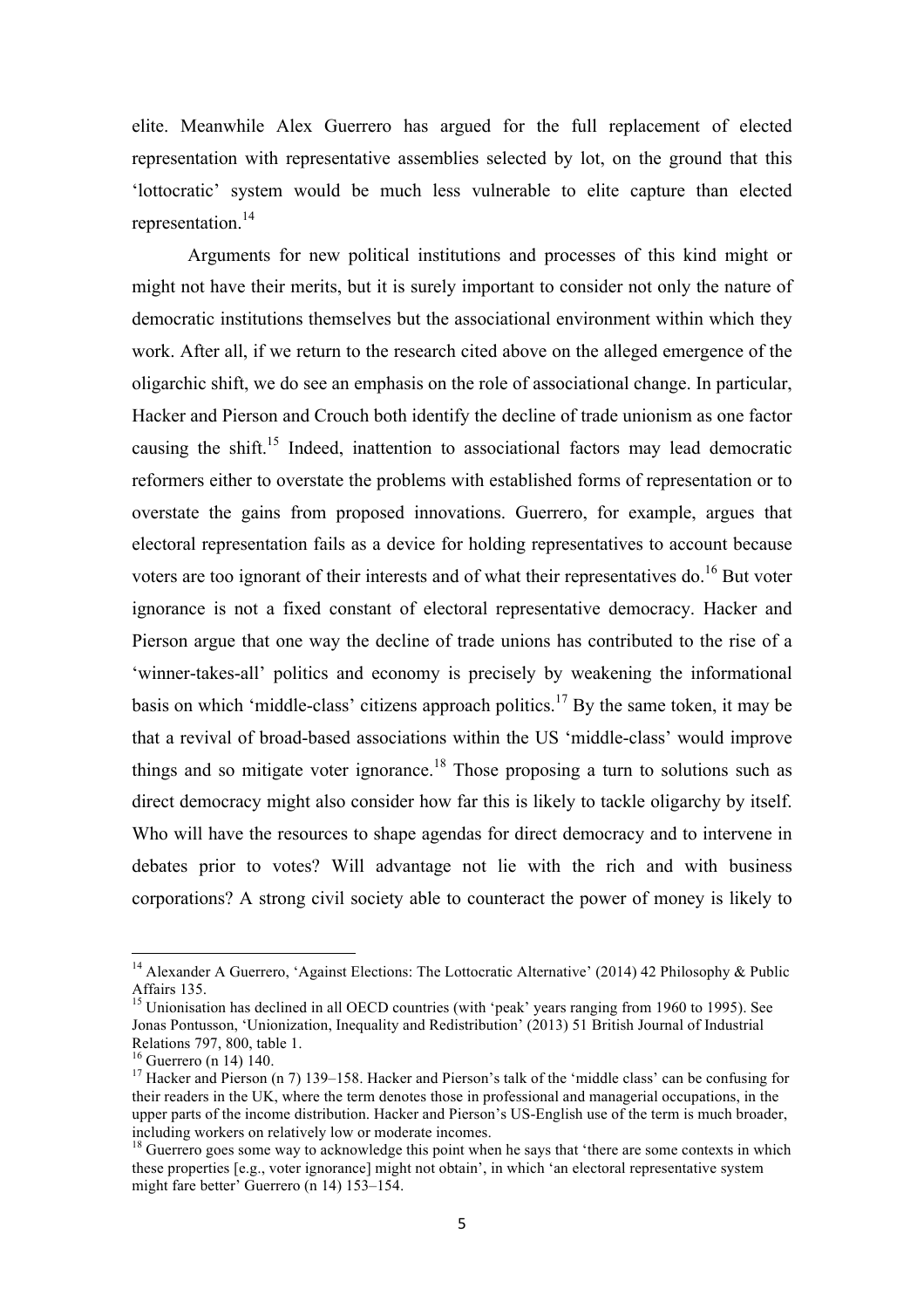elite. Meanwhile Alex Guerrero has argued for the full replacement of elected representation with representative assemblies selected by lot, on the ground that this 'lottocratic' system would be much less vulnerable to elite capture than elected representation.[14]

Arguments for new political institutions and processes of this kind might or might not have their merits, but it is surely important to consider not only the nature of democratic institutions themselves but the associational environment within which they work. After all, if we return to the research cited above on the alleged emergence of the oligarchic shift, we do see an emphasis on the role of associational change. In particular, Hacker and Pierson and Crouch both identify the decline of trade unionism as one factor causing the shift.[15] Indeed, inattention to associational factors may lead democratic reformers either to overstate the problems with established forms of representation or to overstate the gains from proposed innovations. Guerrero, for example, argues that electoral representation fails as a device for holding representatives to account because voters are too ignorant of their interests and of what their representatives do.[16] But voter ignorance is not a fixed constant of electoral representative democracy. Hacker and Pierson argue that one way the decline of trade unions has contributed to the rise of a 'winner-takes-all' politics and economy is precisely by weakening the informational basis on which 'middle-class' citizens approach politics.[17] By the same token, it may be that a revival of broad-based associations within the US 'middle-class' would improve things and so mitigate voter ignorance.[18] Those proposing a turn to solutions such as direct democracy might also consider how far this is likely to tackle oligarchy by itself. Who will have the resources to shape agendas for direct democracy and to intervene in debates prior to votes? Will advantage not lie with the rich and with business corporations? A strong civil society able to counteract the power of money is likely to

---

[14] Alexander A Guerrero, 'Against Elections: The Lottocratic Alternative' (2014) 42 Philosophy & Public Affairs 135.

[15] Unionisation has declined in all OECD countries (with 'peak' years ranging from 1960 to 1995). See Jonas Pontusson, 'Unionization, Inequality and Redistribution' (2013) 51 British Journal of Industrial Relations 797, 800, table 1.

[16] Guerrero (n 14) 140.

[17] Hacker and Pierson (n 7) 139–158. Hacker and Pierson's talk of the 'middle class' can be confusing for their readers in the UK, where the term denotes those in professional and managerial occupations, in the upper parts of the income distribution. Hacker and Pierson's US-English use of the term is much broader, including workers on relatively low or moderate incomes.

[18] Guerrero goes some way to acknowledge this point when he says that 'there are some contexts in which these properties [e.g., voter ignorance] might not obtain', in which 'an electoral representative system might fare better' Guerrero (n 14) 153–154.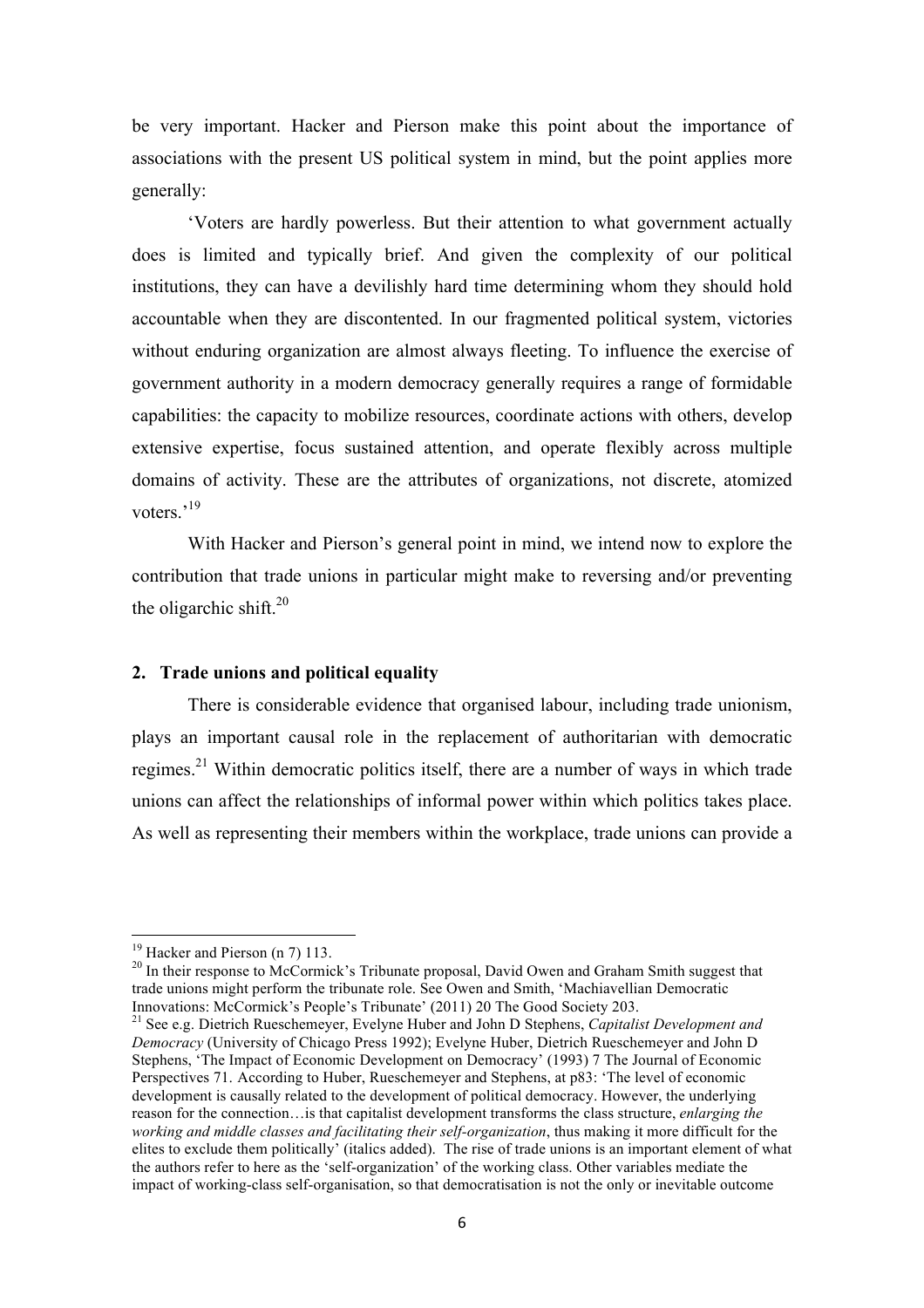be very important. Hacker and Pierson make this point about the importance of associations with the present US political system in mind, but the point applies more generally:

> 'Voters are hardly powerless. But their attention to what government actually does is limited and typically brief. And given the complexity of our political institutions, they can have a devilishly hard time determining whom they should hold accountable when they are discontented. In our fragmented political system, victories without enduring organization are almost always fleeting. To influence the exercise of government authority in a modern democracy generally requires a range of formidable capabilities: the capacity to mobilize resources, coordinate actions with others, develop extensive expertise, focus sustained attention, and operate flexibly across multiple domains of activity. These are the attributes of organizations, not discrete, atomized voters.'[19]

With Hacker and Pierson's general point in mind, we intend now to explore the contribution that trade unions in particular might make to reversing and/or preventing the oligarchic shift.[20]

## 2. Trade unions and political equality

There is considerable evidence that organised labour, including trade unionism, plays an important causal role in the replacement of authoritarian with democratic regimes.[21] Within democratic politics itself, there are a number of ways in which trade unions can affect the relationships of informal power within which politics takes place. As well as representing their members within the workplace, trade unions can provide a

---

[19] Hacker and Pierson (n 7) 113.

[20] In their response to McCormick's Tribunate proposal, David Owen and Graham Smith suggest that trade unions might perform the tribunate role. See Owen and Smith, 'Machiavellian Democratic Innovations: McCormick's People's Tribunate' (2011) 20 The Good Society 203.

[21] See e.g. Dietrich Rueschemeyer, Evelyne Huber and John D Stephens, *Capitalist Development and Democracy* (University of Chicago Press 1992); Evelyne Huber, Dietrich Rueschemeyer and John D Stephens, 'The Impact of Economic Development on Democracy' (1993) 7 The Journal of Economic Perspectives 71. According to Huber, Rueschemeyer and Stephens, at p83: 'The level of economic development is causally related to the development of political democracy. However, the underlying reason for the connection…is that capitalist development transforms the class structure, *enlarging the working and middle classes and facilitating their self-organization*, thus making it more difficult for the elites to exclude them politically' (italics added). The rise of trade unions is an important element of what the authors refer to here as the 'self-organization' of the working class. Other variables mediate the impact of working-class self-organisation, so that democratisation is not the only or inevitable outcome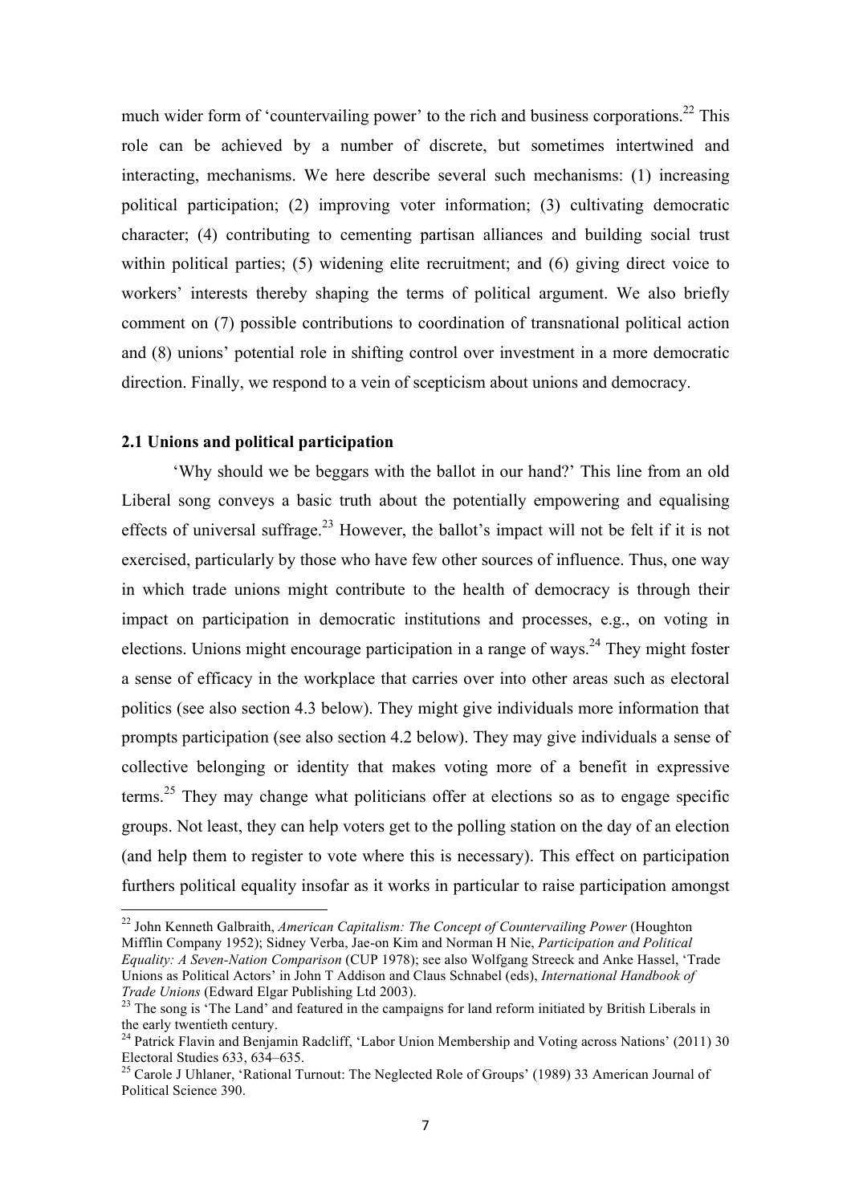much wider form of 'countervailing power' to the rich and business corporations.[22] This role can be achieved by a number of discrete, but sometimes intertwined and interacting, mechanisms. We here describe several such mechanisms: (1) increasing political participation; (2) improving voter information; (3) cultivating democratic character; (4) contributing to cementing partisan alliances and building social trust within political parties; (5) widening elite recruitment; and (6) giving direct voice to workers' interests thereby shaping the terms of political argument. We also briefly comment on (7) possible contributions to coordination of transnational political action and (8) unions' potential role in shifting control over investment in a more democratic direction. Finally, we respond to a vein of scepticism about unions and democracy.

### 2.1 Unions and political participation

'Why should we be beggars with the ballot in our hand?' This line from an old Liberal song conveys a basic truth about the potentially empowering and equalising effects of universal suffrage.[23] However, the ballot's impact will not be felt if it is not exercised, particularly by those who have few other sources of influence. Thus, one way in which trade unions might contribute to the health of democracy is through their impact on participation in democratic institutions and processes, e.g., on voting in elections. Unions might encourage participation in a range of ways.[24] They might foster a sense of efficacy in the workplace that carries over into other areas such as electoral politics (see also section 4.3 below). They might give individuals more information that prompts participation (see also section 4.2 below). They may give individuals a sense of collective belonging or identity that makes voting more of a benefit in expressive terms.[25] They may change what politicians offer at elections so as to engage specific groups. Not least, they can help voters get to the polling station on the day of an election (and help them to register to vote where this is necessary). This effect on participation furthers political equality insofar as it works in particular to raise participation amongst

---

[22] John Kenneth Galbraith, *American Capitalism: The Concept of Countervailing Power* (Houghton Mifflin Company 1952); Sidney Verba, Jae-on Kim and Norman H Nie, *Participation and Political Equality: A Seven-Nation Comparison* (CUP 1978); see also Wolfgang Streeck and Anke Hassel, 'Trade Unions as Political Actors' in John T Addison and Claus Schnabel (eds), *International Handbook of Trade Unions* (Edward Elgar Publishing Ltd 2003).

[23] The song is 'The Land' and featured in the campaigns for land reform initiated by British Liberals in the early twentieth century.

[24] Patrick Flavin and Benjamin Radcliff, 'Labor Union Membership and Voting across Nations' (2011) 30 Electoral Studies 633, 634–635.

[25] Carole J Uhlaner, 'Rational Turnout: The Neglected Role of Groups' (1989) 33 American Journal of Political Science 390.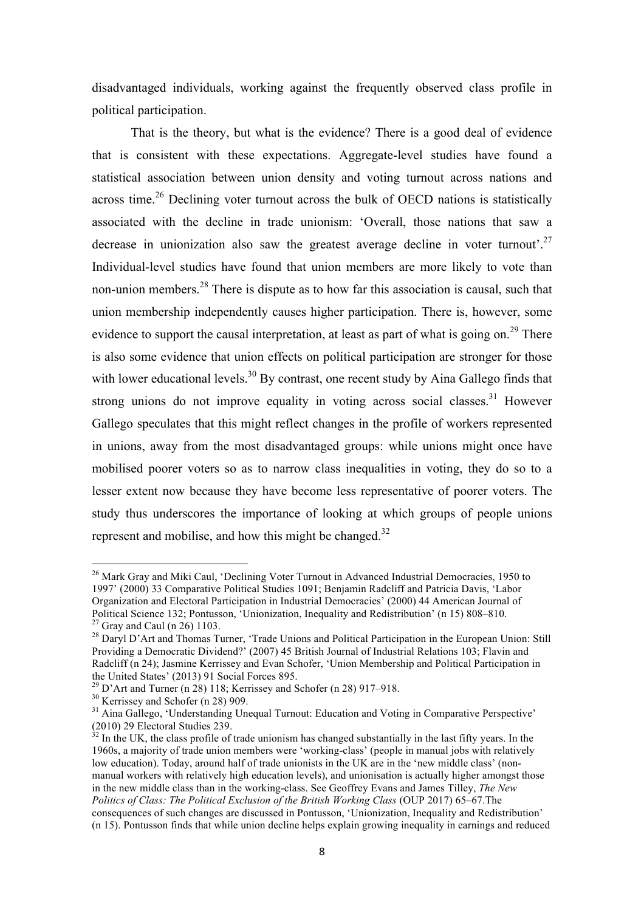disadvantaged individuals, working against the frequently observed class profile in political participation.

That is the theory, but what is the evidence? There is a good deal of evidence that is consistent with these expectations. Aggregate-level studies have found a statistical association between union density and voting turnout across nations and across time.[26] Declining voter turnout across the bulk of OECD nations is statistically associated with the decline in trade unionism: 'Overall, those nations that saw a decrease in unionization also saw the greatest average decline in voter turnout'.[27] Individual-level studies have found that union members are more likely to vote than non-union members.[28] There is dispute as to how far this association is causal, such that union membership independently causes higher participation. There is, however, some evidence to support the causal interpretation, at least as part of what is going on.[29] There is also some evidence that union effects on political participation are stronger for those with lower educational levels.[30] By contrast, one recent study by Aina Gallego finds that strong unions do not improve equality in voting across social classes.[31] However Gallego speculates that this might reflect changes in the profile of workers represented in unions, away from the most disadvantaged groups: while unions might once have mobilised poorer voters so as to narrow class inequalities in voting, they do so to a lesser extent now because they have become less representative of poorer voters. The study thus underscores the importance of looking at which groups of people unions represent and mobilise, and how this might be changed.[32]

---

[26] Mark Gray and Miki Caul, 'Declining Voter Turnout in Advanced Industrial Democracies, 1950 to 1997' (2000) 33 Comparative Political Studies 1091; Benjamin Radcliff and Patricia Davis, 'Labor Organization and Electoral Participation in Industrial Democracies' (2000) 44 American Journal of Political Science 132; Pontusson, 'Unionization, Inequality and Redistribution' (n 15) 808–810.

[27] Gray and Caul (n 26) 1103.

[28] Daryl D'Art and Thomas Turner, 'Trade Unions and Political Participation in the European Union: Still Providing a Democratic Dividend?' (2007) 45 British Journal of Industrial Relations 103; Flavin and Radcliff (n 24); Jasmine Kerrissey and Evan Schofer, 'Union Membership and Political Participation in the United States' (2013) 91 Social Forces 895.

[29] D'Art and Turner (n 28) 118; Kerrissey and Schofer (n 28) 917–918.

[30] Kerrissey and Schofer (n 28) 909.

[31] Aina Gallego, 'Understanding Unequal Turnout: Education and Voting in Comparative Perspective' (2010) 29 Electoral Studies 239.

[32] In the UK, the class profile of trade unionism has changed substantially in the last fifty years. In the 1960s, a majority of trade union members were 'working-class' (people in manual jobs with relatively low education). Today, around half of trade unionists in the UK are in the 'new middle class' (non-manual workers with relatively high education levels), and unionisation is actually higher amongst those in the new middle class than in the working-class. See Geoffrey Evans and James Tilley, *The New Politics of Class: The Political Exclusion of the British Working Class* (OUP 2017) 65–67.The consequences of such changes are discussed in Pontusson, 'Unionization, Inequality and Redistribution' (n 15). Pontusson finds that while union decline helps explain growing inequality in earnings and reduced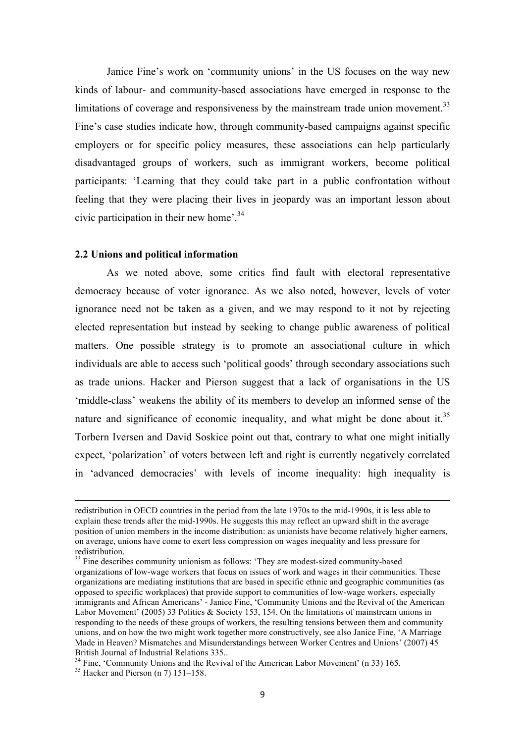Janice Fine's work on 'community unions' in the US focuses on the way new kinds of labour- and community-based associations have emerged in response to the limitations of coverage and responsiveness by the mainstream trade union movement.[33] Fine's case studies indicate how, through community-based campaigns against specific employers or for specific policy measures, these associations can help particularly disadvantaged groups of workers, such as immigrant workers, become political participants: 'Learning that they could take part in a public confrontation without feeling that they were placing their lives in jeopardy was an important lesson about civic participation in their new home'.[34]

### 2.2 Unions and political information

As we noted above, some critics find fault with electoral representative democracy because of voter ignorance. As we also noted, however, levels of voter ignorance need not be taken as a given, and we may respond to it not by rejecting elected representation but instead by seeking to change public awareness of political matters. One possible strategy is to promote an associational culture in which individuals are able to access such 'political goods' through secondary associations such as trade unions. Hacker and Pierson suggest that a lack of organisations in the US 'middle-class' weakens the ability of its members to develop an informed sense of the nature and significance of economic inequality, and what might be done about it.[35] Torbern Iversen and David Soskice point out that, contrary to what one might initially expect, 'polarization' of voters between left and right is currently negatively correlated in 'advanced democracies' with levels of income inequality: high inequality is

---

redistribution in OECD countries in the period from the late 1970s to the mid-1990s, it is less able to explain these trends after the mid-1990s. He suggests this may reflect an upward shift in the average position of union members in the income distribution: as unionists have become relatively higher earners, on average, unions have come to exert less compression on wages inequality and less pressure for redistribution.

[33] Fine describes community unionism as follows: 'They are modest-sized community-based organizations of low-wage workers that focus on issues of work and wages in their communities. These organizations are mediating institutions that are based in specific ethnic and geographic communities (as opposed to specific workplaces) that provide support to communities of low-wage workers, especially immigrants and African Americans' - Janice Fine, 'Community Unions and the Revival of the American Labor Movement' (2005) 33 Politics & Society 153, 154. On the limitations of mainstream unions in responding to the needs of these groups of workers, the resulting tensions between them and community unions, and on how the two might work together more constructively, see also Janice Fine, 'A Marriage Made in Heaven? Mismatches and Misunderstandings between Worker Centres and Unions' (2007) 45 British Journal of Industrial Relations 335..

[34] Fine, 'Community Unions and the Revival of the American Labor Movement' (n 33) 165.

[35] Hacker and Pierson (n 7) 151–158.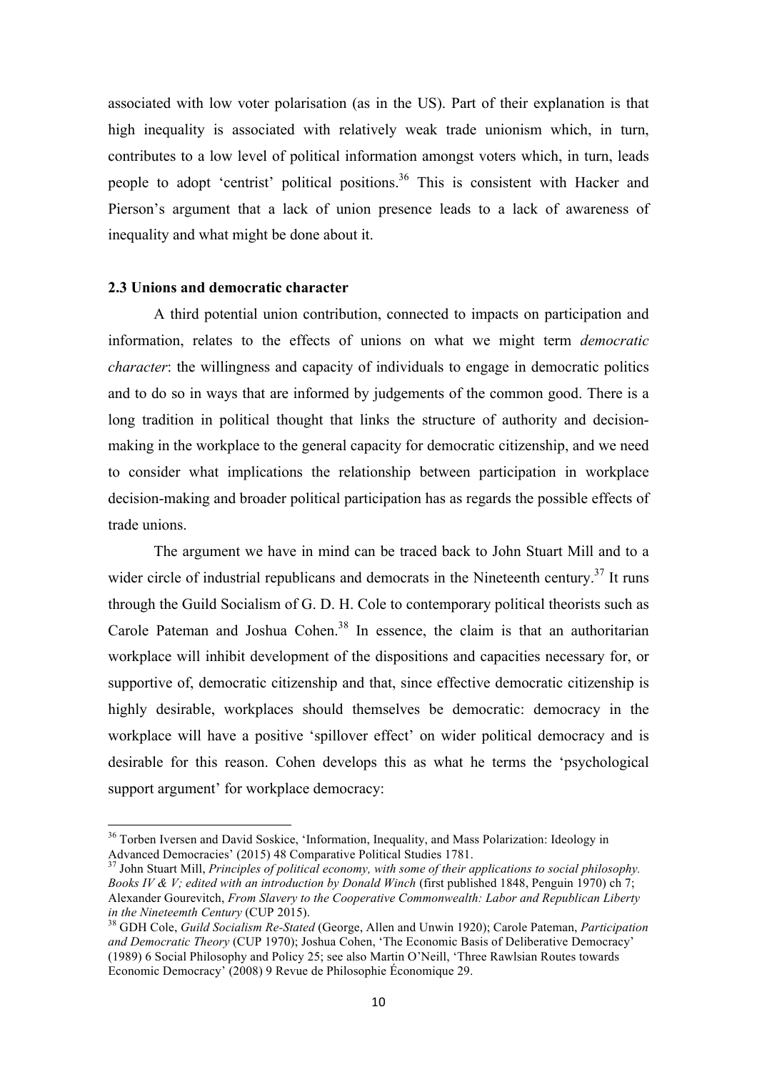associated with low voter polarisation (as in the US). Part of their explanation is that high inequality is associated with relatively weak trade unionism which, in turn, contributes to a low level of political information amongst voters which, in turn, leads people to adopt 'centrist' political positions.[36] This is consistent with Hacker and Pierson's argument that a lack of union presence leads to a lack of awareness of inequality and what might be done about it.

### 2.3 Unions and democratic character

A third potential union contribution, connected to impacts on participation and information, relates to the effects of unions on what we might term *democratic character*: the willingness and capacity of individuals to engage in democratic politics and to do so in ways that are informed by judgements of the common good. There is a long tradition in political thought that links the structure of authority and decision-making in the workplace to the general capacity for democratic citizenship, and we need to consider what implications the relationship between participation in workplace decision-making and broader political participation has as regards the possible effects of trade unions.

The argument we have in mind can be traced back to John Stuart Mill and to a wider circle of industrial republicans and democrats in the Nineteenth century.[37] It runs through the Guild Socialism of G. D. H. Cole to contemporary political theorists such as Carole Pateman and Joshua Cohen.[38] In essence, the claim is that an authoritarian workplace will inhibit development of the dispositions and capacities necessary for, or supportive of, democratic citizenship and that, since effective democratic citizenship is highly desirable, workplaces should themselves be democratic: democracy in the workplace will have a positive 'spillover effect' on wider political democracy and is desirable for this reason. Cohen develops this as what he terms the 'psychological support argument' for workplace democracy:

---

[36] Torben Iversen and David Soskice, 'Information, Inequality, and Mass Polarization: Ideology in Advanced Democracies' (2015) 48 Comparative Political Studies 1781.

[37] John Stuart Mill, *Principles of political economy, with some of their applications to social philosophy. Books IV & V; edited with an introduction by Donald Winch* (first published 1848, Penguin 1970) ch 7; Alexander Gourevitch, *From Slavery to the Cooperative Commonwealth: Labor and Republican Liberty in the Nineteemth Century* (CUP 2015).

[38] GDH Cole, *Guild Socialism Re-Stated* (George, Allen and Unwin 1920); Carole Pateman, *Participation and Democratic Theory* (CUP 1970); Joshua Cohen, 'The Economic Basis of Deliberative Democracy' (1989) 6 Social Philosophy and Policy 25; see also Martin O'Neill, 'Three Rawlsian Routes towards Economic Democracy' (2008) 9 Revue de Philosophie Économique 29.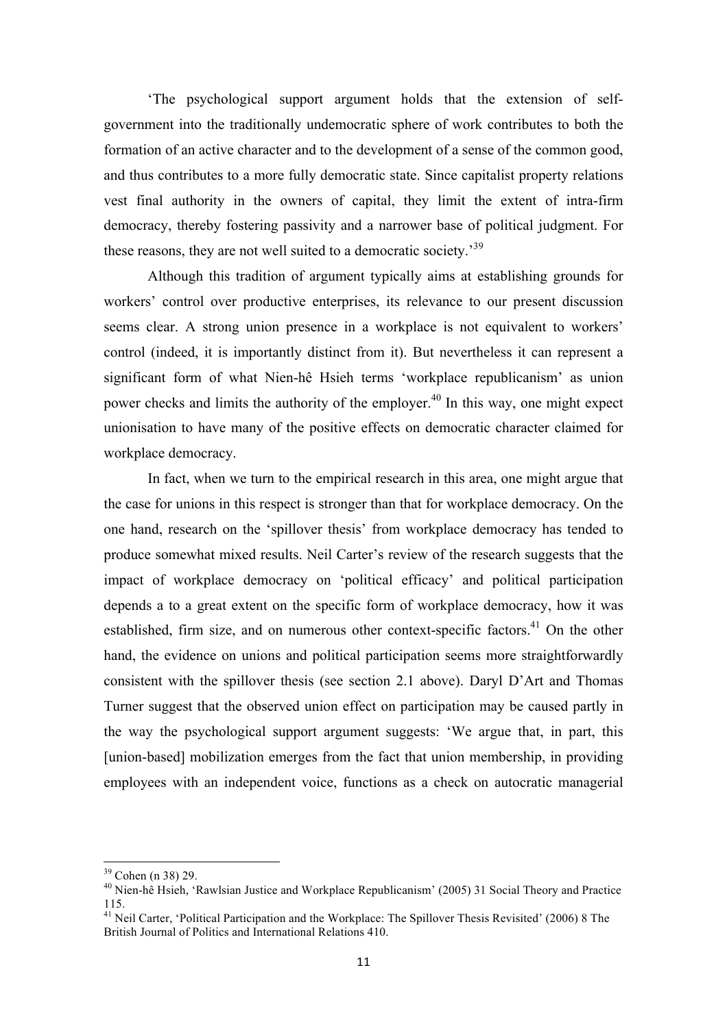'The psychological support argument holds that the extension of self-government into the traditionally undemocratic sphere of work contributes to both the formation of an active character and to the development of a sense of the common good, and thus contributes to a more fully democratic state. Since capitalist property relations vest final authority in the owners of capital, they limit the extent of intra-firm democracy, thereby fostering passivity and a narrower base of political judgment. For these reasons, they are not well suited to a democratic society.'[39]

Although this tradition of argument typically aims at establishing grounds for workers' control over productive enterprises, its relevance to our present discussion seems clear. A strong union presence in a workplace is not equivalent to workers' control (indeed, it is importantly distinct from it). But nevertheless it can represent a significant form of what Nien-hê Hsieh terms 'workplace republicanism' as union power checks and limits the authority of the employer.[40] In this way, one might expect unionisation to have many of the positive effects on democratic character claimed for workplace democracy.

In fact, when we turn to the empirical research in this area, one might argue that the case for unions in this respect is stronger than that for workplace democracy. On the one hand, research on the 'spillover thesis' from workplace democracy has tended to produce somewhat mixed results. Neil Carter's review of the research suggests that the impact of workplace democracy on 'political efficacy' and political participation depends a to a great extent on the specific form of workplace democracy, how it was established, firm size, and on numerous other context-specific factors.[41] On the other hand, the evidence on unions and political participation seems more straightforwardly consistent with the spillover thesis (see section 2.1 above). Daryl D'Art and Thomas Turner suggest that the observed union effect on participation may be caused partly in the way the psychological support argument suggests: 'We argue that, in part, this [union-based] mobilization emerges from the fact that union membership, in providing employees with an independent voice, functions as a check on autocratic managerial

---

[39] Cohen (n 38) 29.

[40] Nien-hê Hsieh, 'Rawlsian Justice and Workplace Republicanism' (2005) 31 Social Theory and Practice 115.

[41] Neil Carter, 'Political Participation and the Workplace: The Spillover Thesis Revisited' (2006) 8 The British Journal of Politics and International Relations 410.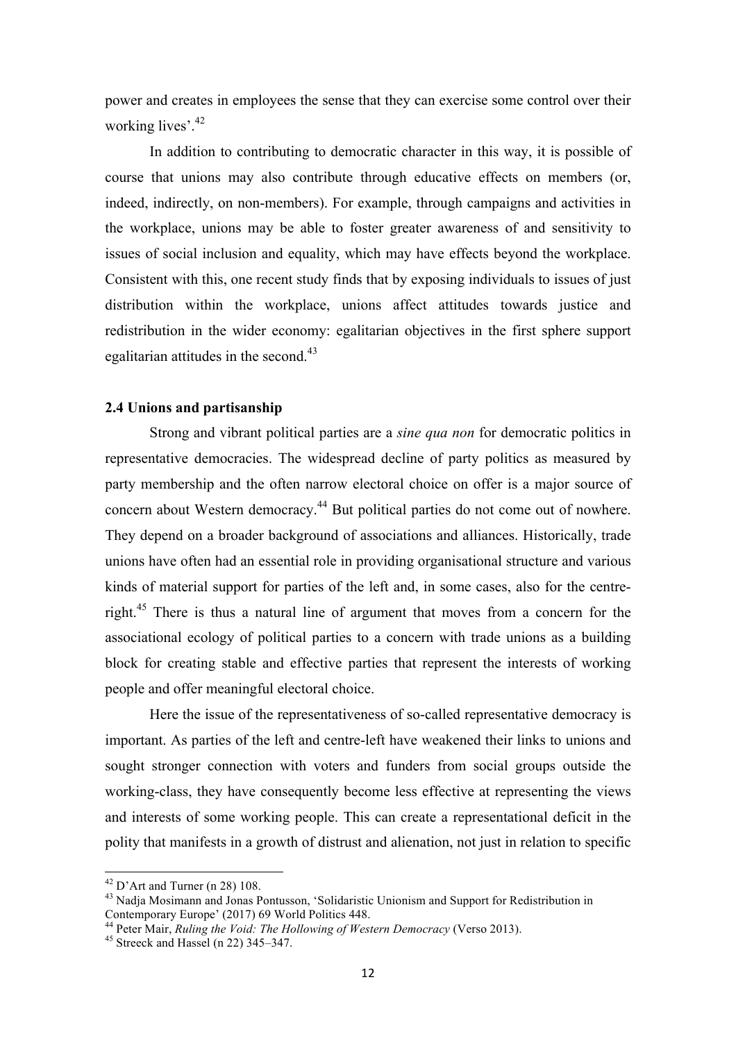power and creates in employees the sense that they can exercise some control over their working lives'.[42]

In addition to contributing to democratic character in this way, it is possible of course that unions may also contribute through educative effects on members (or, indeed, indirectly, on non-members). For example, through campaigns and activities in the workplace, unions may be able to foster greater awareness of and sensitivity to issues of social inclusion and equality, which may have effects beyond the workplace. Consistent with this, one recent study finds that by exposing individuals to issues of just distribution within the workplace, unions affect attitudes towards justice and redistribution in the wider economy: egalitarian objectives in the first sphere support egalitarian attitudes in the second.[43]

### 2.4 Unions and partisanship

Strong and vibrant political parties are a *sine qua non* for democratic politics in representative democracies. The widespread decline of party politics as measured by party membership and the often narrow electoral choice on offer is a major source of concern about Western democracy.[44] But political parties do not come out of nowhere. They depend on a broader background of associations and alliances. Historically, trade unions have often had an essential role in providing organisational structure and various kinds of material support for parties of the left and, in some cases, also for the centre-right.[45] There is thus a natural line of argument that moves from a concern for the associational ecology of political parties to a concern with trade unions as a building block for creating stable and effective parties that represent the interests of working people and offer meaningful electoral choice.

Here the issue of the representativeness of so-called representative democracy is important. As parties of the left and centre-left have weakened their links to unions and sought stronger connection with voters and funders from social groups outside the working-class, they have consequently become less effective at representing the views and interests of some working people. This can create a representational deficit in the polity that manifests in a growth of distrust and alienation, not just in relation to specific

---

[42] D'Art and Turner (n 28) 108.

[43] Nadja Mosimann and Jonas Pontusson, 'Solidaristic Unionism and Support for Redistribution in Contemporary Europe' (2017) 69 World Politics 448.

[44] Peter Mair, *Ruling the Void: The Hollowing of Western Democracy* (Verso 2013).

[45] Streeck and Hassel (n 22) 345–347.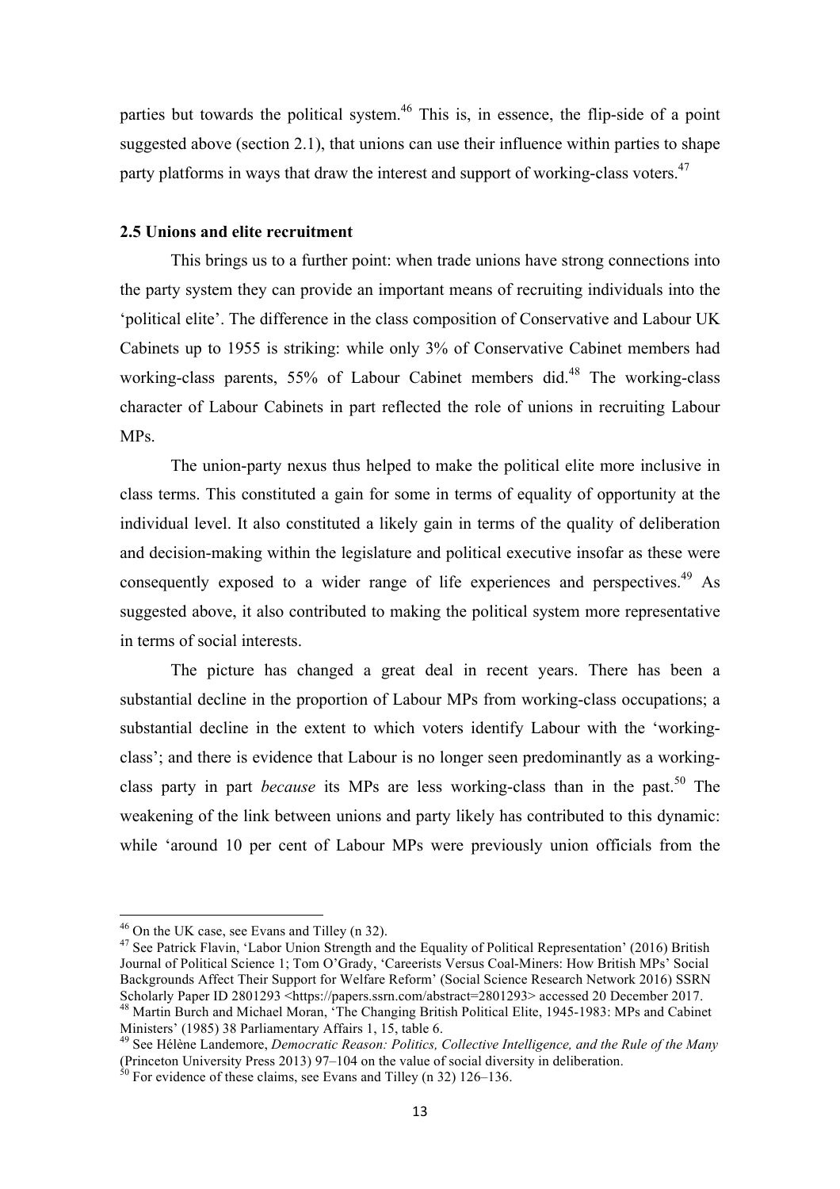parties but towards the political system.[46] This is, in essence, the flip-side of a point suggested above (section 2.1), that unions can use their influence within parties to shape party platforms in ways that draw the interest and support of working-class voters.[47]

### 2.5 Unions and elite recruitment

This brings us to a further point: when trade unions have strong connections into the party system they can provide an important means of recruiting individuals into the 'political elite'. The difference in the class composition of Conservative and Labour UK Cabinets up to 1955 is striking: while only 3% of Conservative Cabinet members had working-class parents, 55% of Labour Cabinet members did.[48] The working-class character of Labour Cabinets in part reflected the role of unions in recruiting Labour MPs.

The union-party nexus thus helped to make the political elite more inclusive in class terms. This constituted a gain for some in terms of equality of opportunity at the individual level. It also constituted a likely gain in terms of the quality of deliberation and decision-making within the legislature and political executive insofar as these were consequently exposed to a wider range of life experiences and perspectives.[49] As suggested above, it also contributed to making the political system more representative in terms of social interests.

The picture has changed a great deal in recent years. There has been a substantial decline in the proportion of Labour MPs from working-class occupations; a substantial decline in the extent to which voters identify Labour with the 'working-class'; and there is evidence that Labour is no longer seen predominantly as a working-class party in part *because* its MPs are less working-class than in the past.[50] The weakening of the link between unions and party likely has contributed to this dynamic: while 'around 10 per cent of Labour MPs were previously union officials from the

---

[46] On the UK case, see Evans and Tilley (n 32).

[47] See Patrick Flavin, 'Labor Union Strength and the Equality of Political Representation' (2016) British Journal of Political Science 1; Tom O'Grady, 'Careerists Versus Coal-Miners: How British MPs' Social Backgrounds Affect Their Support for Welfare Reform' (Social Science Research Network 2016) SSRN Scholarly Paper ID 2801293 <https://papers.ssrn.com/abstract=2801293> accessed 20 December 2017.

[48] Martin Burch and Michael Moran, 'The Changing British Political Elite, 1945-1983: MPs and Cabinet Ministers' (1985) 38 Parliamentary Affairs 1, 15, table 6.

[49] See Hélène Landemore, *Democratic Reason: Politics, Collective Intelligence, and the Rule of the Many* (Princeton University Press 2013) 97–104 on the value of social diversity in deliberation.

[50] For evidence of these claims, see Evans and Tilley (n 32) 126–136.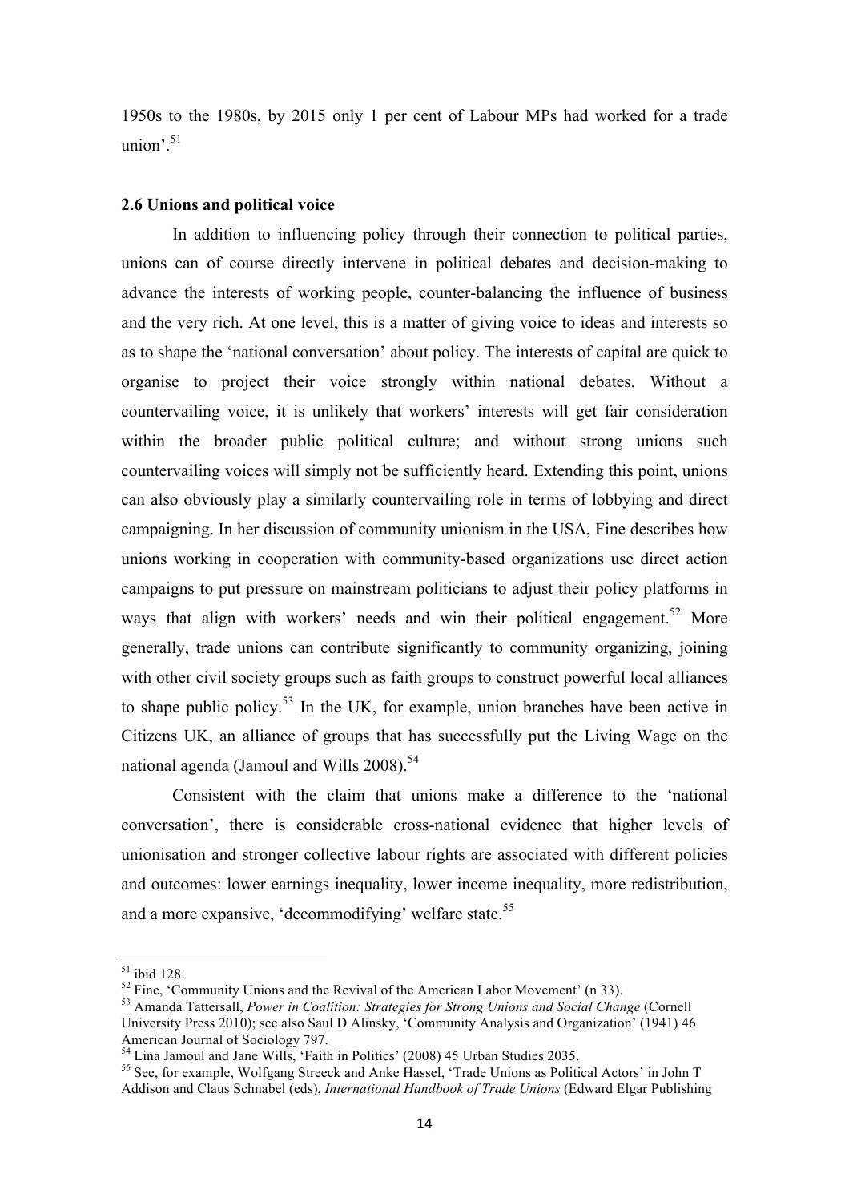1950s to the 1980s, by 2015 only 1 per cent of Labour MPs had worked for a trade union'.[51]

### 2.6 Unions and political voice

In addition to influencing policy through their connection to political parties, unions can of course directly intervene in political debates and decision-making to advance the interests of working people, counter-balancing the influence of business and the very rich. At one level, this is a matter of giving voice to ideas and interests so as to shape the 'national conversation' about policy. The interests of capital are quick to organise to project their voice strongly within national debates. Without a countervailing voice, it is unlikely that workers' interests will get fair consideration within the broader public political culture; and without strong unions such countervailing voices will simply not be sufficiently heard. Extending this point, unions can also obviously play a similarly countervailing role in terms of lobbying and direct campaigning. In her discussion of community unionism in the USA, Fine describes how unions working in cooperation with community-based organizations use direct action campaigns to put pressure on mainstream politicians to adjust their policy platforms in ways that align with workers' needs and win their political engagement.[52] More generally, trade unions can contribute significantly to community organizing, joining with other civil society groups such as faith groups to construct powerful local alliances to shape public policy.[53] In the UK, for example, union branches have been active in Citizens UK, an alliance of groups that has successfully put the Living Wage on the national agenda (Jamoul and Wills 2008).[54]

Consistent with the claim that unions make a difference to the 'national conversation', there is considerable cross-national evidence that higher levels of unionisation and stronger collective labour rights are associated with different policies and outcomes: lower earnings inequality, lower income inequality, more redistribution, and a more expansive, 'decommodifying' welfare state.[55]

---

[51] ibid 128.

[52] Fine, 'Community Unions and the Revival of the American Labor Movement' (n 33).

[53] Amanda Tattersall, *Power in Coalition: Strategies for Strong Unions and Social Change* (Cornell University Press 2010); see also Saul D Alinsky, 'Community Analysis and Organization' (1941) 46 American Journal of Sociology 797.

[54] Lina Jamoul and Jane Wills, 'Faith in Politics' (2008) 45 Urban Studies 2035.

[55] See, for example, Wolfgang Streeck and Anke Hassel, 'Trade Unions as Political Actors' in John T Addison and Claus Schnabel (eds), *International Handbook of Trade Unions* (Edward Elgar Publishing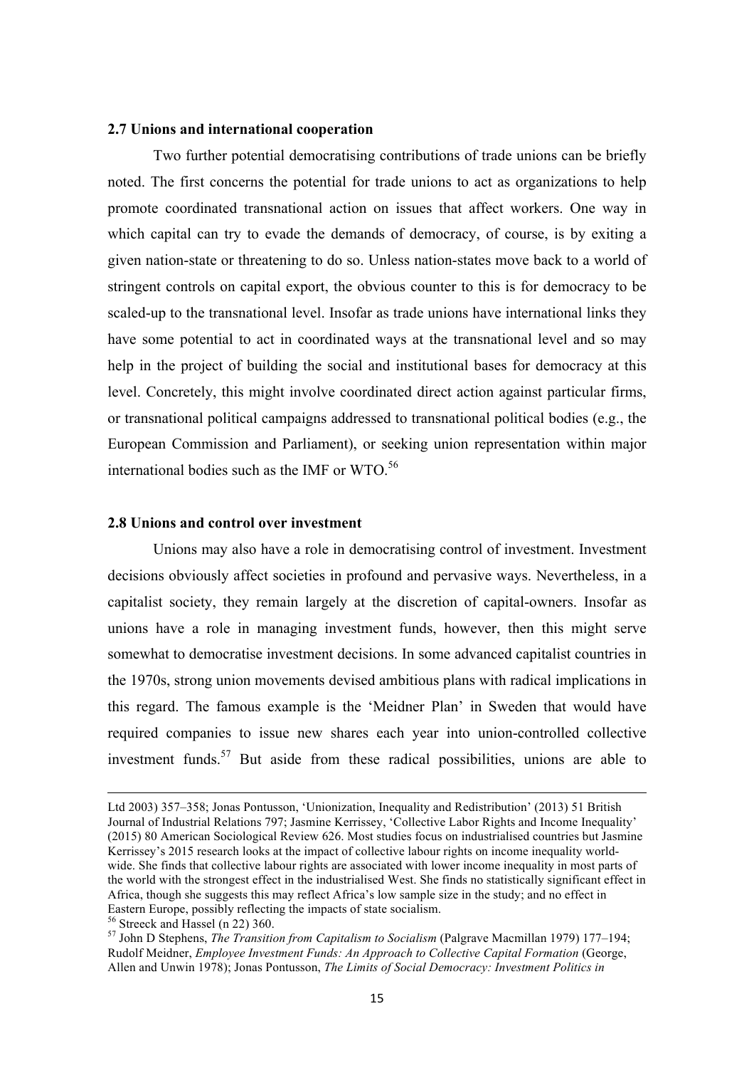### 2.7 Unions and international cooperation

Two further potential democratising contributions of trade unions can be briefly noted. The first concerns the potential for trade unions to act as organizations to help promote coordinated transnational action on issues that affect workers. One way in which capital can try to evade the demands of democracy, of course, is by exiting a given nation-state or threatening to do so. Unless nation-states move back to a world of stringent controls on capital export, the obvious counter to this is for democracy to be scaled-up to the transnational level. Insofar as trade unions have international links they have some potential to act in coordinated ways at the transnational level and so may help in the project of building the social and institutional bases for democracy at this level. Concretely, this might involve coordinated direct action against particular firms, or transnational political campaigns addressed to transnational political bodies (e.g., the European Commission and Parliament), or seeking union representation within major international bodies such as the IMF or WTO.[56]

### 2.8 Unions and control over investment

Unions may also have a role in democratising control of investment. Investment decisions obviously affect societies in profound and pervasive ways. Nevertheless, in a capitalist society, they remain largely at the discretion of capital-owners. Insofar as unions have a role in managing investment funds, however, then this might serve somewhat to democratise investment decisions. In some advanced capitalist countries in the 1970s, strong union movements devised ambitious plans with radical implications in this regard. The famous example is the 'Meidner Plan' in Sweden that would have required companies to issue new shares each year into union-controlled collective investment funds.[57] But aside from these radical possibilities, unions are able to

---

Ltd 2003) 357–358; Jonas Pontusson, 'Unionization, Inequality and Redistribution' (2013) 51 British Journal of Industrial Relations 797; Jasmine Kerrissey, 'Collective Labor Rights and Income Inequality' (2015) 80 American Sociological Review 626. Most studies focus on industrialised countries but Jasmine Kerrissey's 2015 research looks at the impact of collective labour rights on income inequality world-wide. She finds that collective labour rights are associated with lower income inequality in most parts of the world with the strongest effect in the industrialised West. She finds no statistically significant effect in Africa, though she suggests this may reflect Africa's low sample size in the study; and no effect in Eastern Europe, possibly reflecting the impacts of state socialism.

[56] Streeck and Hassel (n 22) 360.

[57] John D Stephens, *The Transition from Capitalism to Socialism* (Palgrave Macmillan 1979) 177–194; Rudolf Meidner, *Employee Investment Funds: An Approach to Collective Capital Formation* (George, Allen and Unwin 1978); Jonas Pontusson, *The Limits of Social Democracy: Investment Politics in*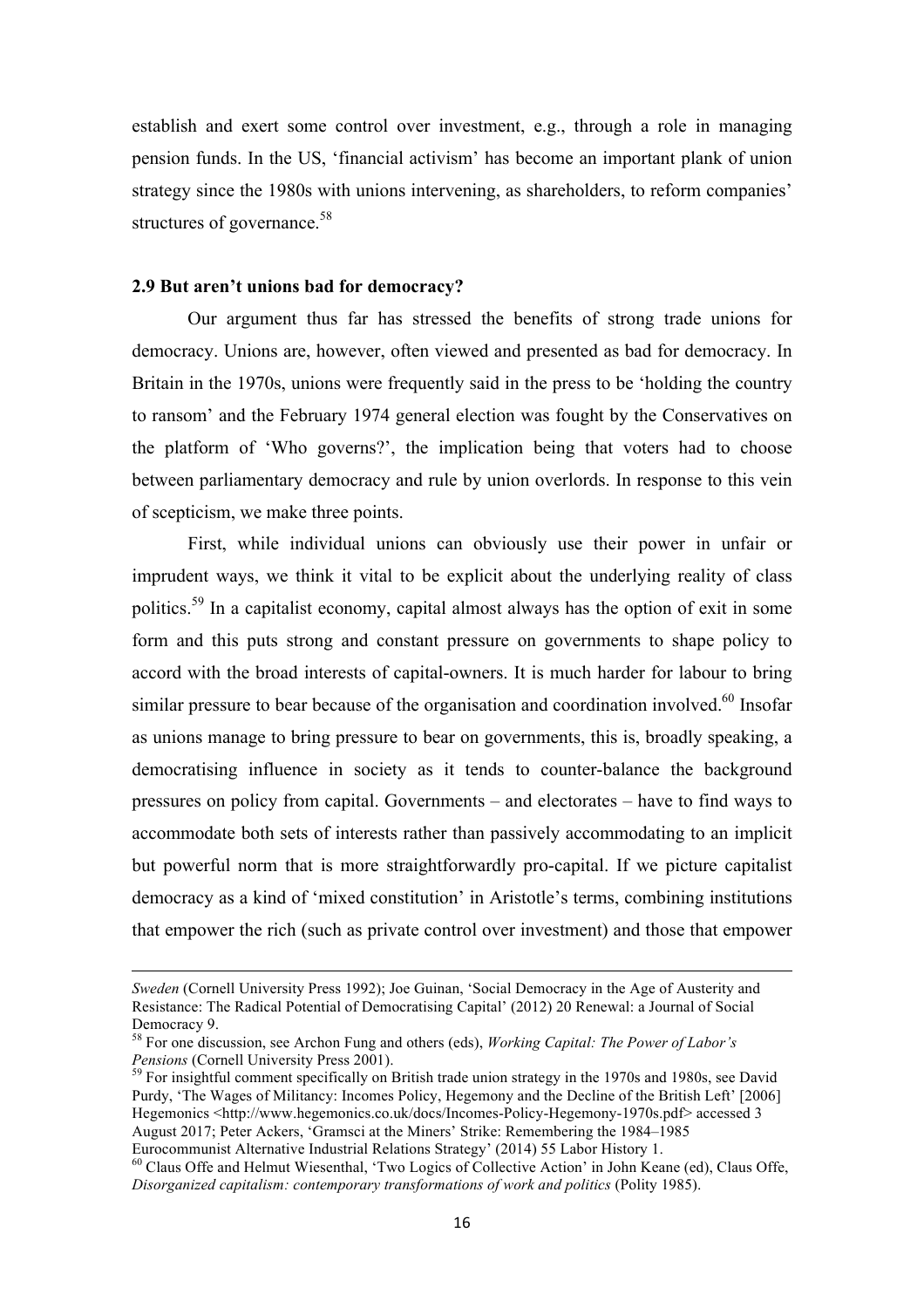establish and exert some control over investment, e.g., through a role in managing pension funds. In the US, 'financial activism' has become an important plank of union strategy since the 1980s with unions intervening, as shareholders, to reform companies' structures of governance.[58]

### 2.9 But aren't unions bad for democracy?

Our argument thus far has stressed the benefits of strong trade unions for democracy. Unions are, however, often viewed and presented as bad for democracy. In Britain in the 1970s, unions were frequently said in the press to be 'holding the country to ransom' and the February 1974 general election was fought by the Conservatives on the platform of 'Who governs?', the implication being that voters had to choose between parliamentary democracy and rule by union overlords. In response to this vein of scepticism, we make three points.

First, while individual unions can obviously use their power in unfair or imprudent ways, we think it vital to be explicit about the underlying reality of class politics.[59] In a capitalist economy, capital almost always has the option of exit in some form and this puts strong and constant pressure on governments to shape policy to accord with the broad interests of capital-owners. It is much harder for labour to bring similar pressure to bear because of the organisation and coordination involved.[60] Insofar as unions manage to bring pressure to bear on governments, this is, broadly speaking, a democratising influence in society as it tends to counter-balance the background pressures on policy from capital. Governments – and electorates – have to find ways to accommodate both sets of interests rather than passively accommodating to an implicit but powerful norm that is more straightforwardly pro-capital. If we picture capitalist democracy as a kind of 'mixed constitution' in Aristotle's terms, combining institutions that empower the rich (such as private control over investment) and those that empower

---

*Sweden* (Cornell University Press 1992); Joe Guinan, 'Social Democracy in the Age of Austerity and Resistance: The Radical Potential of Democratising Capital' (2012) 20 Renewal: a Journal of Social Democracy 9.

[58] For one discussion, see Archon Fung and others (eds), *Working Capital: The Power of Labor's Pensions* (Cornell University Press 2001).

[59] For insightful comment specifically on British trade union strategy in the 1970s and 1980s, see David Purdy, 'The Wages of Militancy: Incomes Policy, Hegemony and the Decline of the British Left' [2006] Hegemonics <http://www.hegemonics.co.uk/docs/Incomes-Policy-Hegemony-1970s.pdf> accessed 3 August 2017; Peter Ackers, 'Gramsci at the Miners' Strike: Remembering the 1984–1985 Eurocommunist Alternative Industrial Relations Strategy' (2014) 55 Labor History 1.

[60] Claus Offe and Helmut Wiesenthal, 'Two Logics of Collective Action' in John Keane (ed), Claus Offe, *Disorganized capitalism: contemporary transformations of work and politics* (Polity 1985).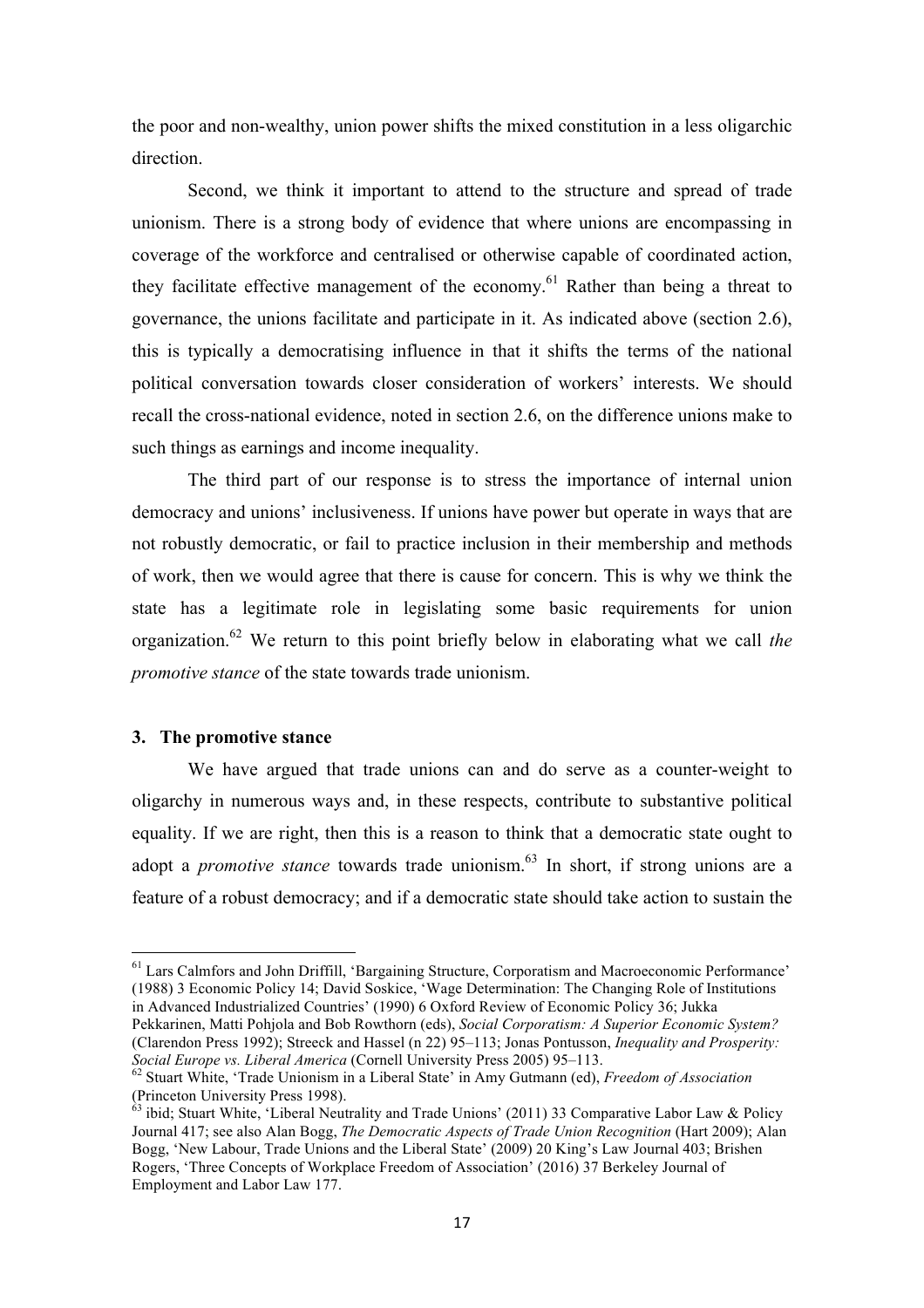the poor and non-wealthy, union power shifts the mixed constitution in a less oligarchic direction.

Second, we think it important to attend to the structure and spread of trade unionism. There is a strong body of evidence that where unions are encompassing in coverage of the workforce and centralised or otherwise capable of coordinated action, they facilitate effective management of the economy.[61] Rather than being a threat to governance, the unions facilitate and participate in it. As indicated above (section 2.6), this is typically a democratising influence in that it shifts the terms of the national political conversation towards closer consideration of workers' interests. We should recall the cross-national evidence, noted in section 2.6, on the difference unions make to such things as earnings and income inequality.

The third part of our response is to stress the importance of internal union democracy and unions' inclusiveness. If unions have power but operate in ways that are not robustly democratic, or fail to practice inclusion in their membership and methods of work, then we would agree that there is cause for concern. This is why we think the state has a legitimate role in legislating some basic requirements for union organization.[62] We return to this point briefly below in elaborating what we call *the promotive stance* of the state towards trade unionism.

## 3. The promotive stance

We have argued that trade unions can and do serve as a counter-weight to oligarchy in numerous ways and, in these respects, contribute to substantive political equality. If we are right, then this is a reason to think that a democratic state ought to adopt a *promotive stance* towards trade unionism.[63] In short, if strong unions are a feature of a robust democracy; and if a democratic state should take action to sustain the

---

[61] Lars Calmfors and John Driffill, 'Bargaining Structure, Corporatism and Macroeconomic Performance' (1988) 3 Economic Policy 14; David Soskice, 'Wage Determination: The Changing Role of Institutions in Advanced Industrialized Countries' (1990) 6 Oxford Review of Economic Policy 36; Jukka Pekkarinen, Matti Pohjola and Bob Rowthorn (eds), *Social Corporatism: A Superior Economic System?* (Clarendon Press 1992); Streeck and Hassel (n 22) 95–113; Jonas Pontusson, *Inequality and Prosperity: Social Europe vs. Liberal America* (Cornell University Press 2005) 95–113.

[62] Stuart White, 'Trade Unionism in a Liberal State' in Amy Gutmann (ed), *Freedom of Association* (Princeton University Press 1998).

[63] ibid; Stuart White, 'Liberal Neutrality and Trade Unions' (2011) 33 Comparative Labor Law & Policy Journal 417; see also Alan Bogg, *The Democratic Aspects of Trade Union Recognition* (Hart 2009); Alan Bogg, 'New Labour, Trade Unions and the Liberal State' (2009) 20 King's Law Journal 403; Brishen Rogers, 'Three Concepts of Workplace Freedom of Association' (2016) 37 Berkeley Journal of Employment and Labor Law 177.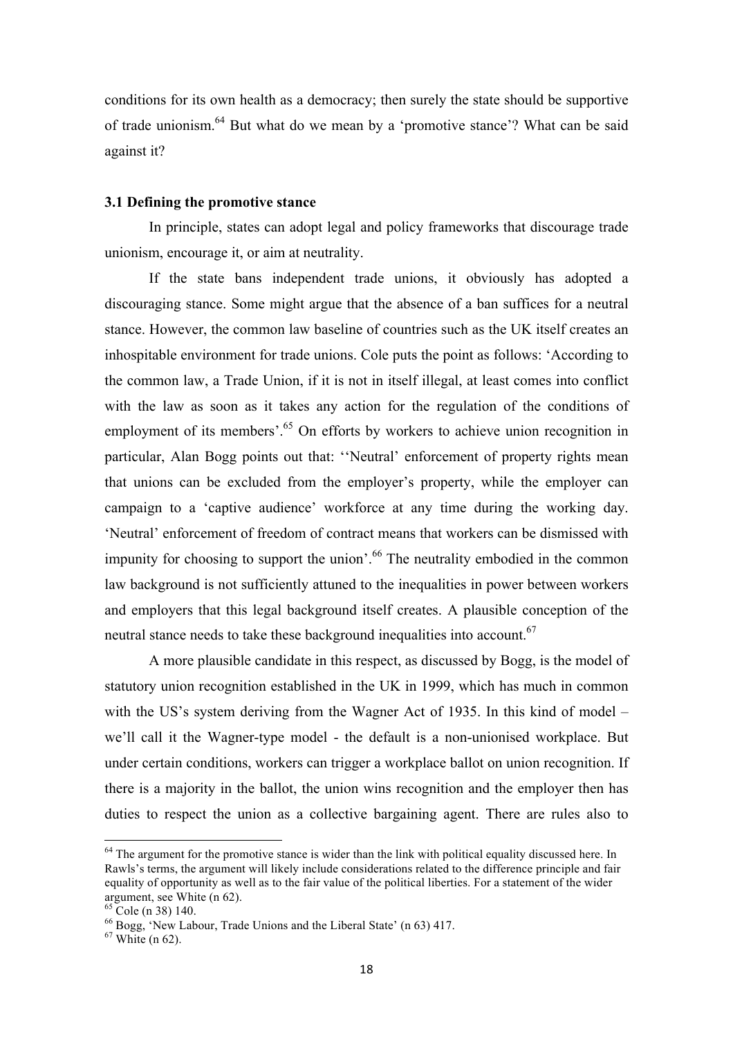conditions for its own health as a democracy; then surely the state should be supportive of trade unionism.[64] But what do we mean by a 'promotive stance'? What can be said against it?

### 3.1 Defining the promotive stance

In principle, states can adopt legal and policy frameworks that discourage trade unionism, encourage it, or aim at neutrality.

If the state bans independent trade unions, it obviously has adopted a discouraging stance. Some might argue that the absence of a ban suffices for a neutral stance. However, the common law baseline of countries such as the UK itself creates an inhospitable environment for trade unions. Cole puts the point as follows: 'According to the common law, a Trade Union, if it is not in itself illegal, at least comes into conflict with the law as soon as it takes any action for the regulation of the conditions of employment of its members'.[65] On efforts by workers to achieve union recognition in particular, Alan Bogg points out that: ''Neutral' enforcement of property rights mean that unions can be excluded from the employer's property, while the employer can campaign to a 'captive audience' workforce at any time during the working day. 'Neutral' enforcement of freedom of contract means that workers can be dismissed with impunity for choosing to support the union'.[66] The neutrality embodied in the common law background is not sufficiently attuned to the inequalities in power between workers and employers that this legal background itself creates. A plausible conception of the neutral stance needs to take these background inequalities into account.[67]

A more plausible candidate in this respect, as discussed by Bogg, is the model of statutory union recognition established in the UK in 1999, which has much in common with the US's system deriving from the Wagner Act of 1935. In this kind of model – we'll call it the Wagner-type model - the default is a non-unionised workplace. But under certain conditions, workers can trigger a workplace ballot on union recognition. If there is a majority in the ballot, the union wins recognition and the employer then has duties to respect the union as a collective bargaining agent. There are rules also to

---

[64] The argument for the promotive stance is wider than the link with political equality discussed here. In Rawls's terms, the argument will likely include considerations related to the difference principle and fair equality of opportunity as well as to the fair value of the political liberties. For a statement of the wider argument, see White (n 62).

[65] Cole (n 38) 140.

[66] Bogg, 'New Labour, Trade Unions and the Liberal State' (n 63) 417.

[67] White (n 62).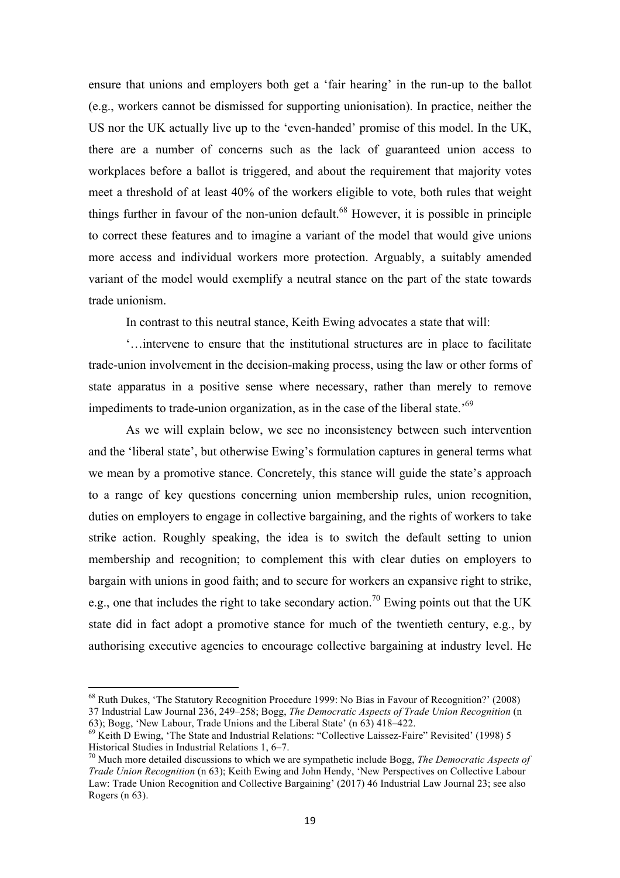ensure that unions and employers both get a 'fair hearing' in the run-up to the ballot (e.g., workers cannot be dismissed for supporting unionisation). In practice, neither the US nor the UK actually live up to the 'even-handed' promise of this model. In the UK, there are a number of concerns such as the lack of guaranteed union access to workplaces before a ballot is triggered, and about the requirement that majority votes meet a threshold of at least 40% of the workers eligible to vote, both rules that weight things further in favour of the non-union default.[68] However, it is possible in principle to correct these features and to imagine a variant of the model that would give unions more access and individual workers more protection. Arguably, a suitably amended variant of the model would exemplify a neutral stance on the part of the state towards trade unionism.

In contrast to this neutral stance, Keith Ewing advocates a state that will:

'…intervene to ensure that the institutional structures are in place to facilitate trade-union involvement in the decision-making process, using the law or other forms of state apparatus in a positive sense where necessary, rather than merely to remove impediments to trade-union organization, as in the case of the liberal state.'[69]

As we will explain below, we see no inconsistency between such intervention and the 'liberal state', but otherwise Ewing's formulation captures in general terms what we mean by a promotive stance. Concretely, this stance will guide the state's approach to a range of key questions concerning union membership rules, union recognition, duties on employers to engage in collective bargaining, and the rights of workers to take strike action. Roughly speaking, the idea is to switch the default setting to union membership and recognition; to complement this with clear duties on employers to bargain with unions in good faith; and to secure for workers an expansive right to strike, e.g., one that includes the right to take secondary action.[70] Ewing points out that the UK state did in fact adopt a promotive stance for much of the twentieth century, e.g., by authorising executive agencies to encourage collective bargaining at industry level. He

---

[68] Ruth Dukes, 'The Statutory Recognition Procedure 1999: No Bias in Favour of Recognition?' (2008) 37 Industrial Law Journal 236, 249–258; Bogg, *The Democratic Aspects of Trade Union Recognition* (n 63); Bogg, 'New Labour, Trade Unions and the Liberal State' (n 63) 418–422.

[69] Keith D Ewing, 'The State and Industrial Relations: "Collective Laissez-Faire" Revisited' (1998) 5 Historical Studies in Industrial Relations 1, 6–7.

[70] Much more detailed discussions to which we are sympathetic include Bogg, *The Democratic Aspects of Trade Union Recognition* (n 63); Keith Ewing and John Hendy, 'New Perspectives on Collective Labour Law: Trade Union Recognition and Collective Bargaining' (2017) 46 Industrial Law Journal 23; see also Rogers (n 63).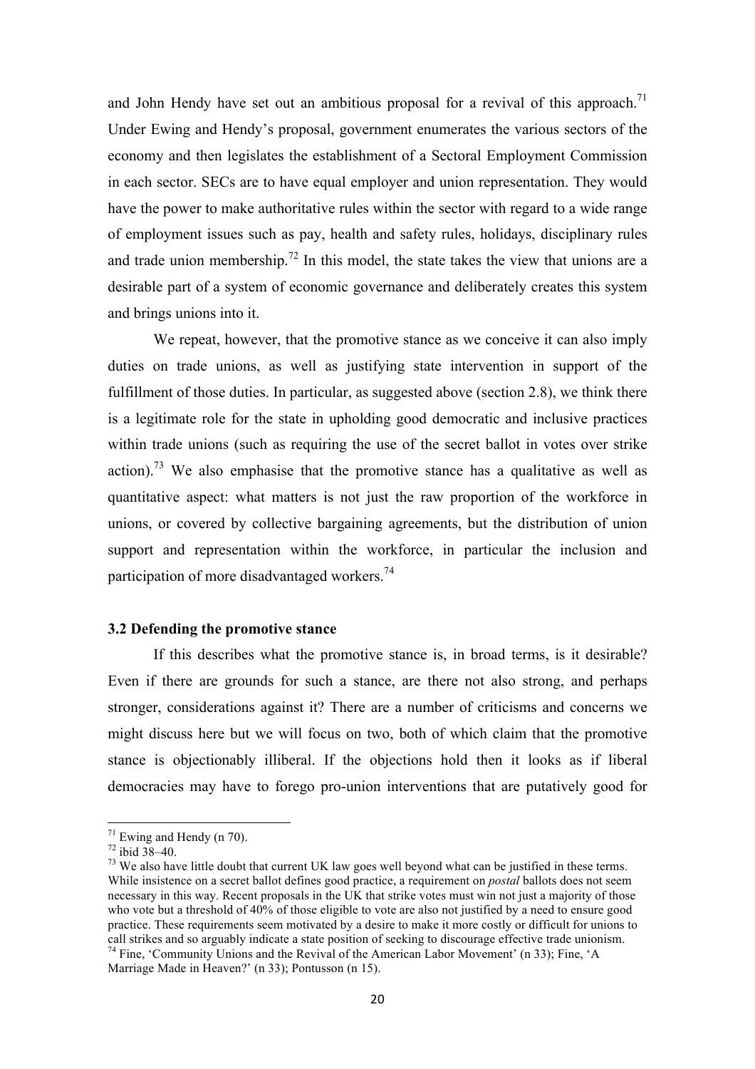and John Hendy have set out an ambitious proposal for a revival of this approach.[71] Under Ewing and Hendy's proposal, government enumerates the various sectors of the economy and then legislates the establishment of a Sectoral Employment Commission in each sector. SECs are to have equal employer and union representation. They would have the power to make authoritative rules within the sector with regard to a wide range of employment issues such as pay, health and safety rules, holidays, disciplinary rules and trade union membership.[72] In this model, the state takes the view that unions are a desirable part of a system of economic governance and deliberately creates this system and brings unions into it.

We repeat, however, that the promotive stance as we conceive it can also imply duties on trade unions, as well as justifying state intervention in support of the fulfillment of those duties. In particular, as suggested above (section 2.8), we think there is a legitimate role for the state in upholding good democratic and inclusive practices within trade unions (such as requiring the use of the secret ballot in votes over strike action).[73] We also emphasise that the promotive stance has a qualitative as well as quantitative aspect: what matters is not just the raw proportion of the workforce in unions, or covered by collective bargaining agreements, but the distribution of union support and representation within the workforce, in particular the inclusion and participation of more disadvantaged workers.[74]

### 3.2 Defending the promotive stance

If this describes what the promotive stance is, in broad terms, is it desirable? Even if there are grounds for such a stance, are there not also strong, and perhaps stronger, considerations against it? There are a number of criticisms and concerns we might discuss here but we will focus on two, both of which claim that the promotive stance is objectionably illiberal. If the objections hold then it looks as if liberal democracies may have to forego pro-union interventions that are putatively good for

---

[71] Ewing and Hendy (n 70).

[72] ibid 38–40.

[73] We also have little doubt that current UK law goes well beyond what can be justified in these terms. While insistence on a secret ballot defines good practice, a requirement on *postal* ballots does not seem necessary in this way. Recent proposals in the UK that strike votes must win not just a majority of those who vote but a threshold of 40% of those eligible to vote are also not justified by a need to ensure good practice. These requirements seem motivated by a desire to make it more costly or difficult for unions to call strikes and so arguably indicate a state position of seeking to discourage effective trade unionism.

[74] Fine, 'Community Unions and the Revival of the American Labor Movement' (n 33); Fine, 'A Marriage Made in Heaven?' (n 33); Pontusson (n 15).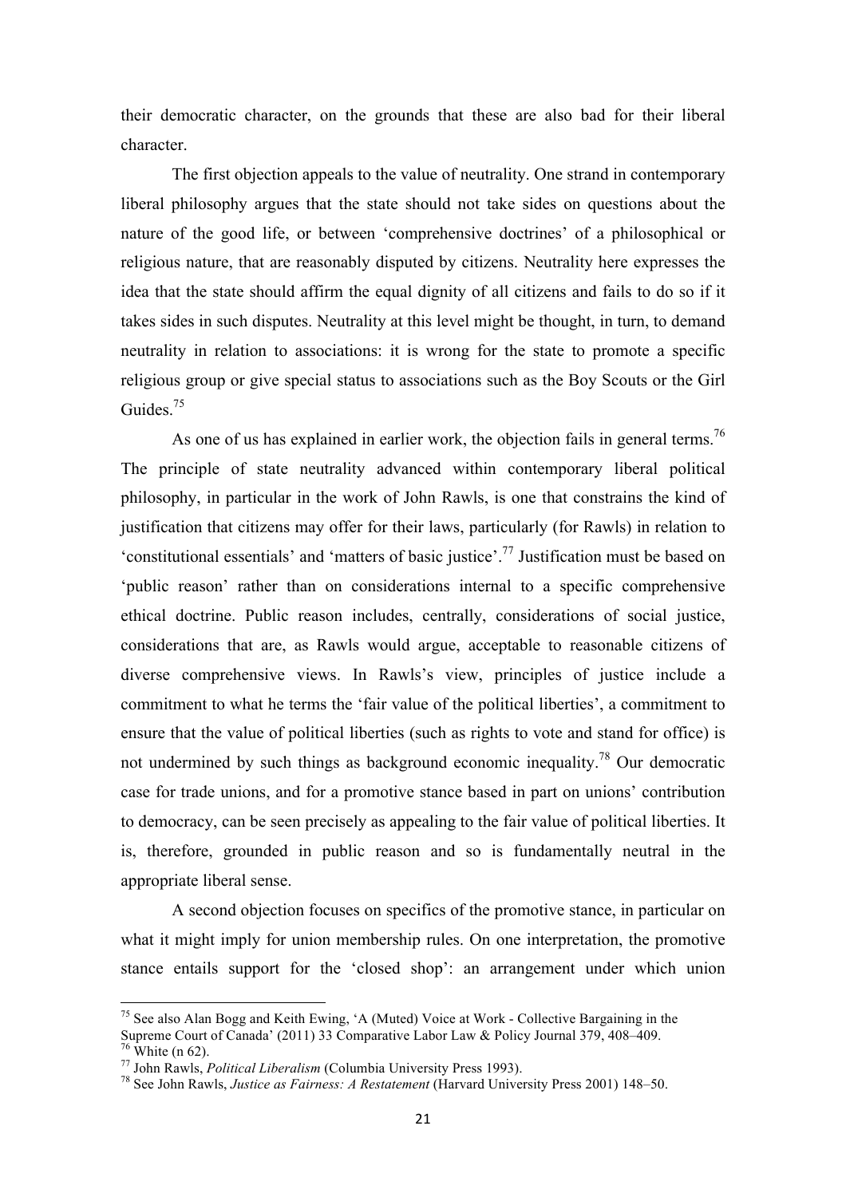their democratic character, on the grounds that these are also bad for their liberal character.

The first objection appeals to the value of neutrality. One strand in contemporary liberal philosophy argues that the state should not take sides on questions about the nature of the good life, or between 'comprehensive doctrines' of a philosophical or religious nature, that are reasonably disputed by citizens. Neutrality here expresses the idea that the state should affirm the equal dignity of all citizens and fails to do so if it takes sides in such disputes. Neutrality at this level might be thought, in turn, to demand neutrality in relation to associations: it is wrong for the state to promote a specific religious group or give special status to associations such as the Boy Scouts or the Girl Guides.[75]

As one of us has explained in earlier work, the objection fails in general terms.[76] The principle of state neutrality advanced within contemporary liberal political philosophy, in particular in the work of John Rawls, is one that constrains the kind of justification that citizens may offer for their laws, particularly (for Rawls) in relation to 'constitutional essentials' and 'matters of basic justice'.[77] Justification must be based on 'public reason' rather than on considerations internal to a specific comprehensive ethical doctrine. Public reason includes, centrally, considerations of social justice, considerations that are, as Rawls would argue, acceptable to reasonable citizens of diverse comprehensive views. In Rawls's view, principles of justice include a commitment to what he terms the 'fair value of the political liberties', a commitment to ensure that the value of political liberties (such as rights to vote and stand for office) is not undermined by such things as background economic inequality.[78] Our democratic case for trade unions, and for a promotive stance based in part on unions' contribution to democracy, can be seen precisely as appealing to the fair value of political liberties. It is, therefore, grounded in public reason and so is fundamentally neutral in the appropriate liberal sense.

A second objection focuses on specifics of the promotive stance, in particular on what it might imply for union membership rules. On one interpretation, the promotive stance entails support for the 'closed shop': an arrangement under which union

---

[75] See also Alan Bogg and Keith Ewing, 'A (Muted) Voice at Work - Collective Bargaining in the Supreme Court of Canada' (2011) 33 Comparative Labor Law & Policy Journal 379, 408–409.

[76] White (n 62).

[77] John Rawls, *Political Liberalism* (Columbia University Press 1993).

[78] See John Rawls, *Justice as Fairness: A Restatement* (Harvard University Press 2001) 148–50.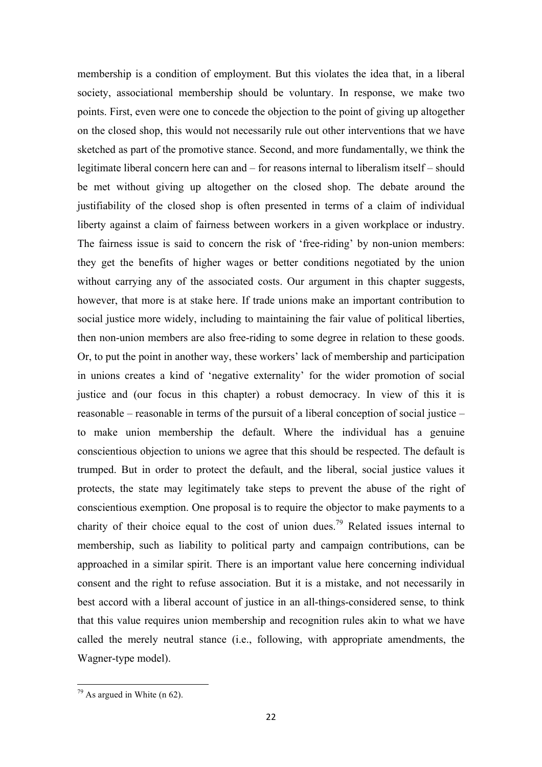membership is a condition of employment. But this violates the idea that, in a liberal society, associational membership should be voluntary. In response, we make two points. First, even were one to concede the objection to the point of giving up altogether on the closed shop, this would not necessarily rule out other interventions that we have sketched as part of the promotive stance. Second, and more fundamentally, we think the legitimate liberal concern here can and – for reasons internal to liberalism itself – should be met without giving up altogether on the closed shop. The debate around the justifiability of the closed shop is often presented in terms of a claim of individual liberty against a claim of fairness between workers in a given workplace or industry. The fairness issue is said to concern the risk of 'free-riding' by non-union members: they get the benefits of higher wages or better conditions negotiated by the union without carrying any of the associated costs. Our argument in this chapter suggests, however, that more is at stake here. If trade unions make an important contribution to social justice more widely, including to maintaining the fair value of political liberties, then non-union members are also free-riding to some degree in relation to these goods. Or, to put the point in another way, these workers' lack of membership and participation in unions creates a kind of 'negative externality' for the wider promotion of social justice and (our focus in this chapter) a robust democracy. In view of this it is reasonable – reasonable in terms of the pursuit of a liberal conception of social justice – to make union membership the default. Where the individual has a genuine conscientious objection to unions we agree that this should be respected. The default is trumped. But in order to protect the default, and the liberal, social justice values it protects, the state may legitimately take steps to prevent the abuse of the right of conscientious exemption. One proposal is to require the objector to make payments to a charity of their choice equal to the cost of union dues.[79] Related issues internal to membership, such as liability to political party and campaign contributions, can be approached in a similar spirit. There is an important value here concerning individual consent and the right to refuse association. But it is a mistake, and not necessarily in best accord with a liberal account of justice in an all-things-considered sense, to think that this value requires union membership and recognition rules akin to what we have called the merely neutral stance (i.e., following, with appropriate amendments, the Wagner-type model).

---

[79] As argued in White (n 62).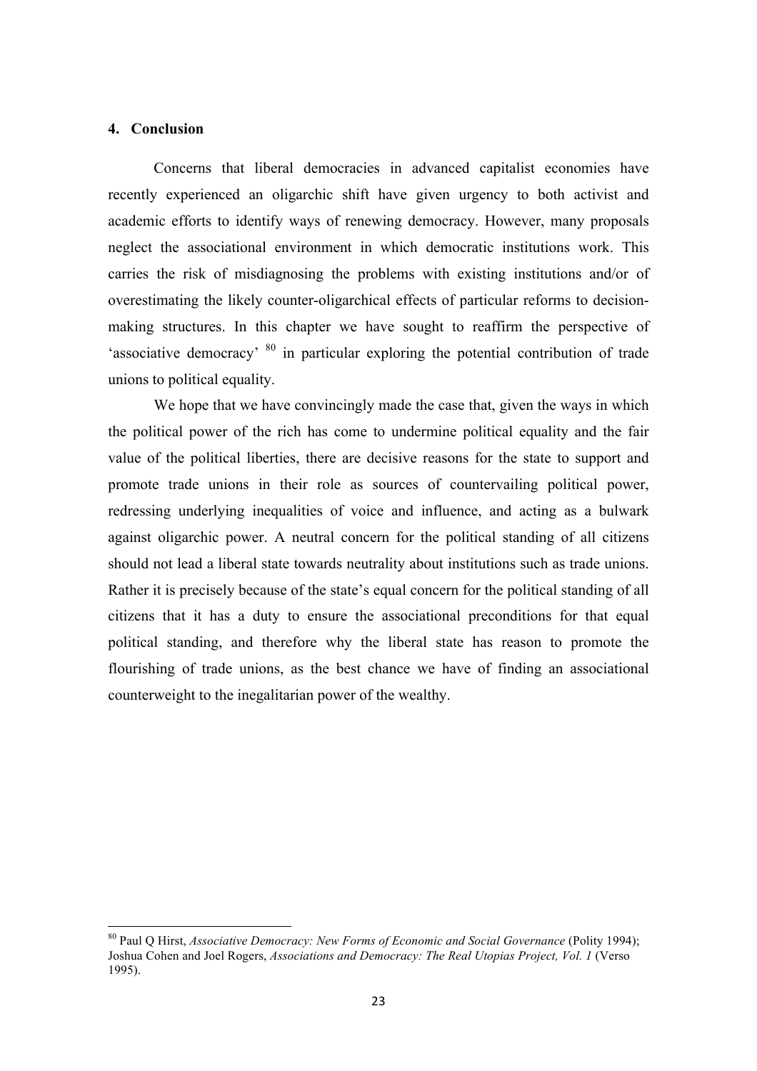## 4. Conclusion

Concerns that liberal democracies in advanced capitalist economies have recently experienced an oligarchic shift have given urgency to both activist and academic efforts to identify ways of renewing democracy. However, many proposals neglect the associational environment in which democratic institutions work. This carries the risk of misdiagnosing the problems with existing institutions and/or of overestimating the likely counter-oligarchical effects of particular reforms to decision-making structures. In this chapter we have sought to reaffirm the perspective of 'associative democracy' [80] in particular exploring the potential contribution of trade unions to political equality.

We hope that we have convincingly made the case that, given the ways in which the political power of the rich has come to undermine political equality and the fair value of the political liberties, there are decisive reasons for the state to support and promote trade unions in their role as sources of countervailing political power, redressing underlying inequalities of voice and influence, and acting as a bulwark against oligarchic power. A neutral concern for the political standing of all citizens should not lead a liberal state towards neutrality about institutions such as trade unions. Rather it is precisely because of the state's equal concern for the political standing of all citizens that it has a duty to ensure the associational preconditions for that equal political standing, and therefore why the liberal state has reason to promote the flourishing of trade unions, as the best chance we have of finding an associational counterweight to the inegalitarian power of the wealthy.

---

[80] Paul Q Hirst, *Associative Democracy: New Forms of Economic and Social Governance* (Polity 1994); Joshua Cohen and Joel Rogers, *Associations and Democracy: The Real Utopias Project, Vol. 1* (Verso 1995).